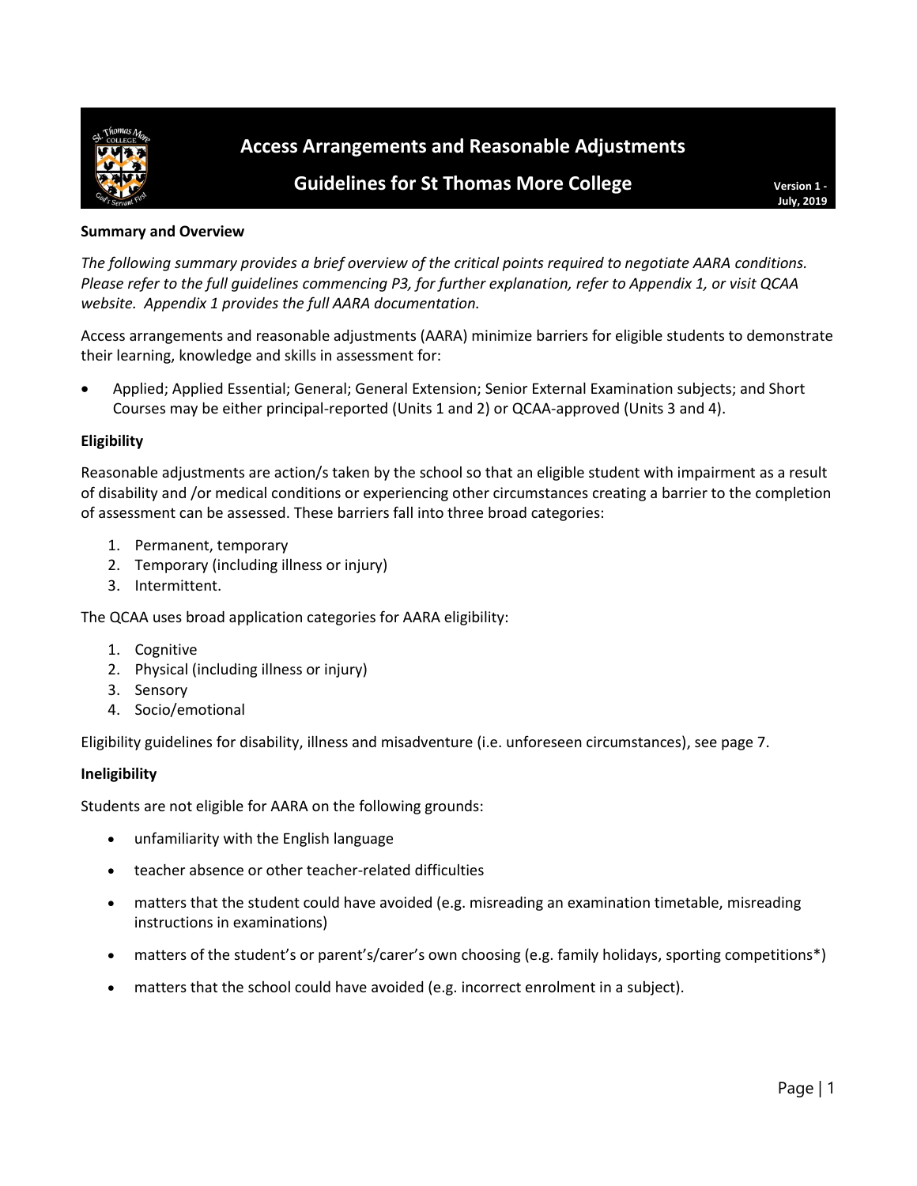# Access Arrangements and Reasonable Adjustments

## Guidelines for St Thomas More College

Version 1 - July, 2019

**Summary and Overview**

*The following summary provides a brief overview of the critical points required to negotiate AARA conditions. Please refer to the full guidelines commencing P3, for further explanation, refer to Appendix 1, or visit QCAA website. Appendix 1 provides the full AARA documentation.*

Access arrangements and reasonable adjustments (AARA) minimize barriers for eligible students to demonstrate their learning, knowledge and skills in assessment for:

- Applied; Applied Essential; General; General Extension; Senior External Examination subjects; and Short Courses may be either principal-reported (Units 1 and 2) or QCAA-approved (Units 3 and 4).

**Eligibility**

Reasonable adjustments are action/s taken by the school so that an eligible student with impairment as a result of disability and /or medical conditions or experiencing other circumstances creating a barrier to the completion of assessment can be assessed. These barriers fall into three broad categories:

1. Permanent, temporary
2. Temporary (including illness or injury)
3. Intermittent.

The QCAA uses broad application categories for AARA eligibility:

1. Cognitive
2. Physical (including illness or injury)
3. Sensory
4. Socio/emotional

Eligibility guidelines for disability, illness and misadventure (i.e. unforeseen circumstances), see page 7.

**Ineligibility**

Students are not eligible for AARA on the following grounds:

- unfamiliarity with the English language
- teacher absence or other teacher-related difficulties
- matters that the student could have avoided (e.g. misreading an examination timetable, misreading instructions in examinations)
- matters of the student's or parent's/carer's own choosing (e.g. family holidays, sporting competitions*)
- matters that the school could have avoided (e.g. incorrect enrolment in a subject).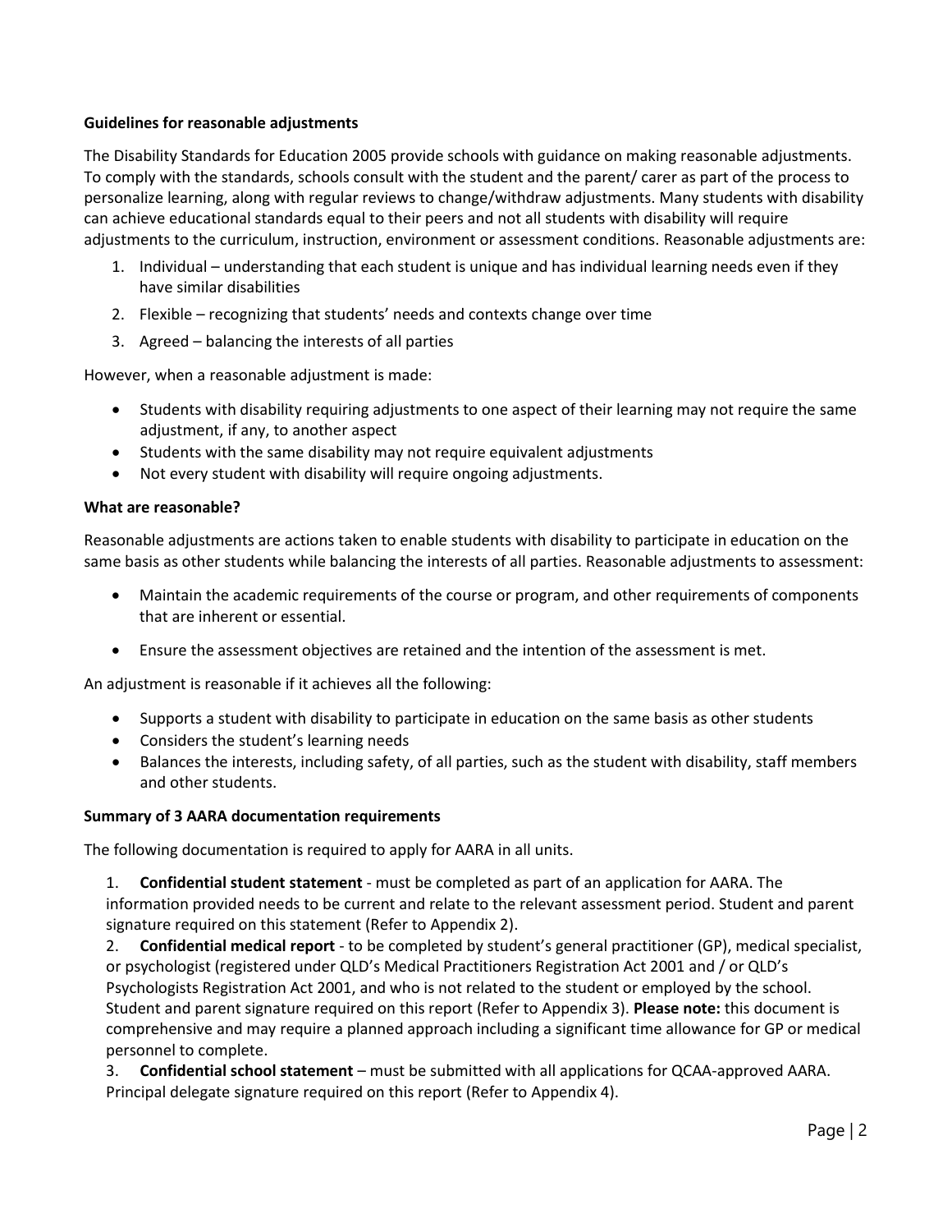**Guidelines for reasonable adjustments**

The Disability Standards for Education 2005 provide schools with guidance on making reasonable adjustments. To comply with the standards, schools consult with the student and the parent/ carer as part of the process to personalize learning, along with regular reviews to change/withdraw adjustments. Many students with disability can achieve educational standards equal to their peers and not all students with disability will require adjustments to the curriculum, instruction, environment or assessment conditions. Reasonable adjustments are:

1. Individual – understanding that each student is unique and has individual learning needs even if they have similar disabilities
2. Flexible – recognizing that students' needs and contexts change over time
3. Agreed – balancing the interests of all parties

However, when a reasonable adjustment is made:

- Students with disability requiring adjustments to one aspect of their learning may not require the same adjustment, if any, to another aspect
- Students with the same disability may not require equivalent adjustments
- Not every student with disability will require ongoing adjustments.

**What are reasonable?**

Reasonable adjustments are actions taken to enable students with disability to participate in education on the same basis as other students while balancing the interests of all parties. Reasonable adjustments to assessment:

- Maintain the academic requirements of the course or program, and other requirements of components that are inherent or essential.
- Ensure the assessment objectives are retained and the intention of the assessment is met.

An adjustment is reasonable if it achieves all the following:

- Supports a student with disability to participate in education on the same basis as other students
- Considers the student's learning needs
- Balances the interests, including safety, of all parties, such as the student with disability, staff members and other students.

**Summary of 3 AARA documentation requirements**

The following documentation is required to apply for AARA in all units.

1. **Confidential student statement** - must be completed as part of an application for AARA. The information provided needs to be current and relate to the relevant assessment period. Student and parent signature required on this statement (Refer to Appendix 2).
2. **Confidential medical report** - to be completed by student's general practitioner (GP), medical specialist, or psychologist (registered under QLD's Medical Practitioners Registration Act 2001 and / or QLD's Psychologists Registration Act 2001, and who is not related to the student or employed by the school. Student and parent signature required on this report (Refer to Appendix 3). **Please note:** this document is comprehensive and may require a planned approach including a significant time allowance for GP or medical personnel to complete.
3. **Confidential school statement** – must be submitted with all applications for QCAA-approved AARA. Principal delegate signature required on this report (Refer to Appendix 4).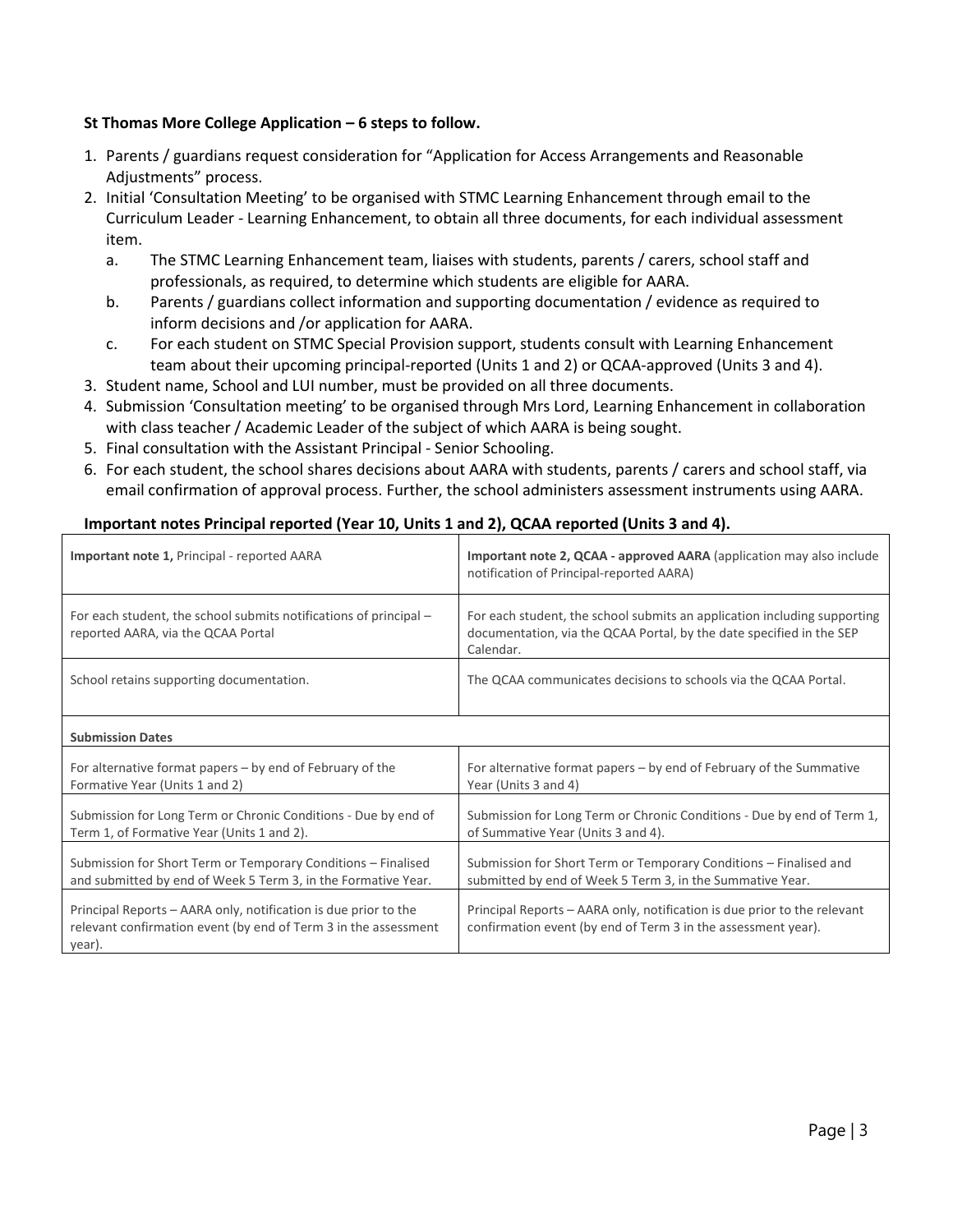**St Thomas More College Application – 6 steps to follow.**

1. Parents / guardians request consideration for "Application for Access Arrangements and Reasonable Adjustments" process.
2. Initial 'Consultation Meeting' to be organised with STMC Learning Enhancement through email to the Curriculum Leader - Learning Enhancement, to obtain all three documents, for each individual assessment item.
   a. The STMC Learning Enhancement team, liaises with students, parents / carers, school staff and professionals, as required, to determine which students are eligible for AARA.
   b. Parents / guardians collect information and supporting documentation / evidence as required to inform decisions and /or application for AARA.
   c. For each student on STMC Special Provision support, students consult with Learning Enhancement team about their upcoming principal-reported (Units 1 and 2) or QCAA-approved (Units 3 and 4).
3. Student name, School and LUI number, must be provided on all three documents.
4. Submission 'Consultation meeting' to be organised through Mrs Lord, Learning Enhancement in collaboration with class teacher / Academic Leader of the subject of which AARA is being sought.
5. Final consultation with the Assistant Principal - Senior Schooling.
6. For each student, the school shares decisions about AARA with students, parents / carers and school staff, via email confirmation of approval process. Further, the school administers assessment instruments using AARA.

**Important notes Principal reported (Year 10, Units 1 and 2), QCAA reported (Units 3 and 4).**

| **Important note 1,** Principal - reported AARA | **Important note 2, QCAA - approved AARA** (application may also include notification of Principal-reported AARA) |
|---|---|
| For each student, the school submits notifications of principal – reported AARA, via the QCAA Portal | For each student, the school submits an application including supporting documentation, via the QCAA Portal, by the date specified in the SEP Calendar. |
| School retains supporting documentation. | The QCAA communicates decisions to schools via the QCAA Portal. |
| **Submission Dates** | |
| For alternative format papers – by end of February of the Formative Year (Units 1 and 2) | For alternative format papers – by end of February of the Summative Year (Units 3 and 4) |
| Submission for Long Term or Chronic Conditions - Due by end of Term 1, of Formative Year (Units 1 and 2). | Submission for Long Term or Chronic Conditions - Due by end of Term 1, of Summative Year (Units 3 and 4). |
| Submission for Short Term or Temporary Conditions – Finalised and submitted by end of Week 5 Term 3, in the Formative Year. | Submission for Short Term or Temporary Conditions – Finalised and submitted by end of Week 5 Term 3, in the Summative Year. |
| Principal Reports – AARA only, notification is due prior to the relevant confirmation event (by end of Term 3 in the assessment year). | Principal Reports – AARA only, notification is due prior to the relevant confirmation event (by end of Term 3 in the assessment year). |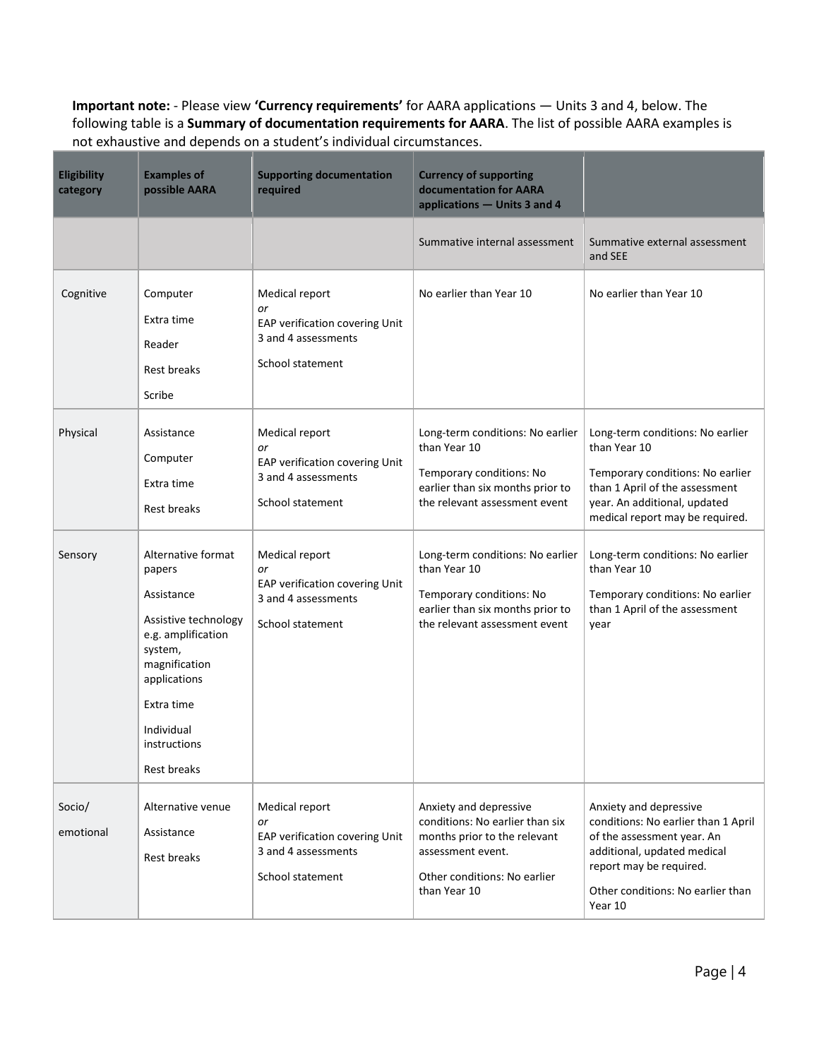**Important note:** - Please view **'Currency requirements'** for AARA applications — Units 3 and 4, below. The following table is a **Summary of documentation requirements for AARA**. The list of possible AARA examples is not exhaustive and depends on a student's individual circumstances.

| Eligibility category | Examples of possible AARA | Supporting documentation required | Currency of supporting documentation for AARA applications — Units 3 and 4 | |
|---|---|---|---|---|
| | | | Summative internal assessment | Summative external assessment and SEE |
| Cognitive | Computer<br><br>Extra time<br><br>Reader<br><br>Rest breaks<br><br>Scribe | Medical report<br>*or*<br>EAP verification covering Unit 3 and 4 assessments<br><br>School statement | No earlier than Year 10 | No earlier than Year 10 |
| Physical | Assistance<br><br>Computer<br><br>Extra time<br><br>Rest breaks | Medical report<br>*or*<br>EAP verification covering Unit 3 and 4 assessments<br><br>School statement | Long-term conditions: No earlier than Year 10<br><br>Temporary conditions: No earlier than six months prior to the relevant assessment event | Long-term conditions: No earlier than Year 10<br><br>Temporary conditions: No earlier than 1 April of the assessment year. An additional, updated medical report may be required. |
| Sensory | Alternative format papers<br><br>Assistance<br><br>Assistive technology e.g. amplification system, magnification applications<br><br>Extra time<br><br>Individual instructions<br><br>Rest breaks | Medical report<br>*or*<br>EAP verification covering Unit 3 and 4 assessments<br><br>School statement | Long-term conditions: No earlier than Year 10<br><br>Temporary conditions: No earlier than six months prior to the relevant assessment event | Long-term conditions: No earlier than Year 10<br><br>Temporary conditions: No earlier than 1 April of the assessment year |
| Socio/<br><br>emotional | Alternative venue<br><br>Assistance<br><br>Rest breaks | Medical report<br>*or*<br>EAP verification covering Unit 3 and 4 assessments<br><br>School statement | Anxiety and depressive conditions: No earlier than six months prior to the relevant assessment event.<br><br>Other conditions: No earlier than Year 10 | Anxiety and depressive conditions: No earlier than 1 April of the assessment year. An additional, updated medical report may be required.<br><br>Other conditions: No earlier than Year 10 |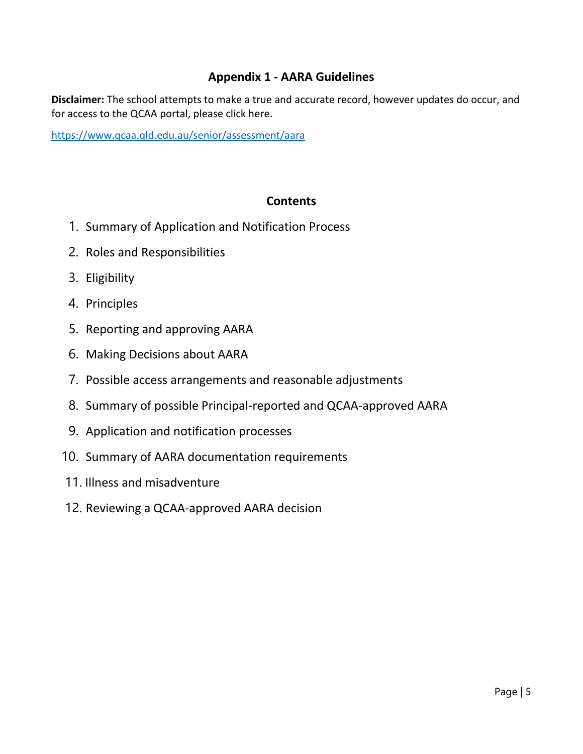# Appendix 1 - AARA Guidelines

**Disclaimer:** The school attempts to make a true and accurate record, however updates do occur, and for access to the QCAA portal, please click here.

https://www.qcaa.qld.edu.au/senior/assessment/aara

## Contents

1. Summary of Application and Notification Process
2. Roles and Responsibilities
3. Eligibility
4. Principles
5. Reporting and approving AARA
6. Making Decisions about AARA
7. Possible access arrangements and reasonable adjustments
8. Summary of possible Principal-reported and QCAA-approved AARA
9. Application and notification processes
10. Summary of AARA documentation requirements
11. Illness and misadventure
12. Reviewing a QCAA-approved AARA decision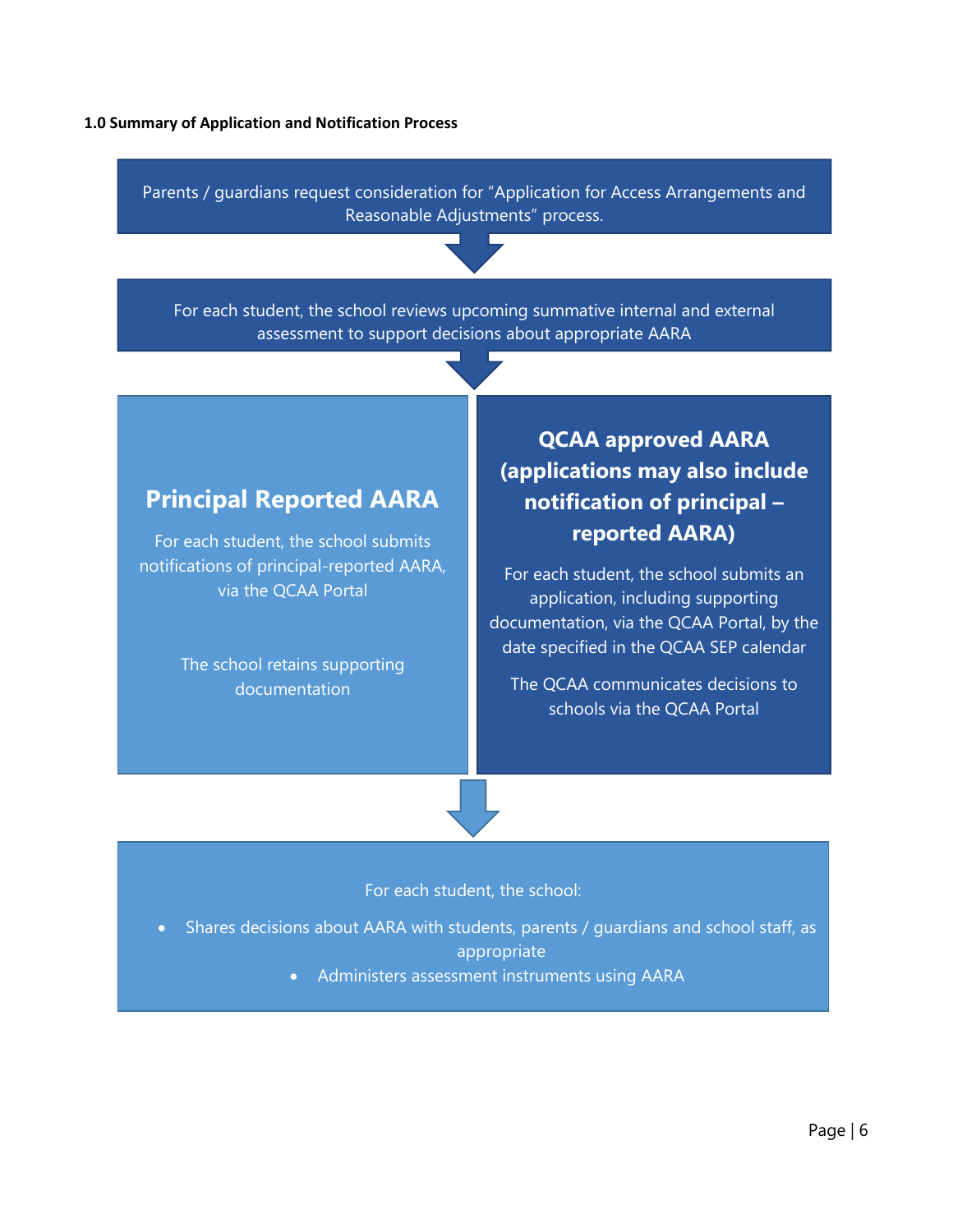**1.0 Summary of Application and Notification Process**

Parents / guardians request consideration for "Application for Access Arrangements and Reasonable Adjustments" process.

For each student, the school reviews upcoming summative internal and external assessment to support decisions about appropriate AARA

**Principal Reported AARA**

For each student, the school submits notifications of principal-reported AARA, via the QCAA Portal

The school retains supporting documentation

**QCAA approved AARA (applications may also include notification of principal – reported AARA)**

For each student, the school submits an application, including supporting documentation, via the QCAA Portal, by the date specified in the QCAA SEP calendar

The QCAA communicates decisions to schools via the QCAA Portal

For each student, the school:

- Shares decisions about AARA with students, parents / guardians and school staff, as appropriate
- Administers assessment instruments using AARA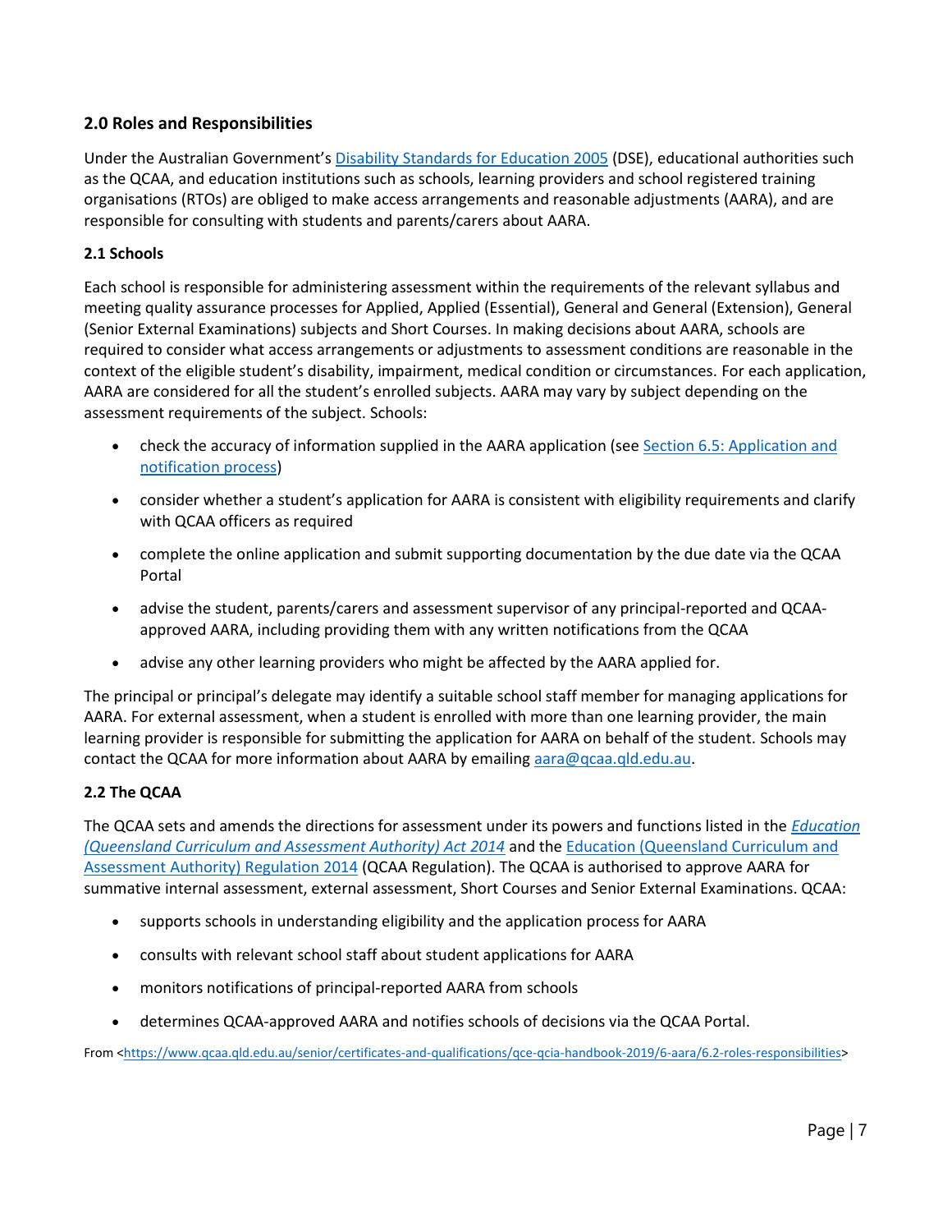## 2.0 Roles and Responsibilities

Under the Australian Government's Disability Standards for Education 2005 (DSE), educational authorities such as the QCAA, and education institutions such as schools, learning providers and school registered training organisations (RTOs) are obliged to make access arrangements and reasonable adjustments (AARA), and are responsible for consulting with students and parents/carers about AARA.

### 2.1 Schools

Each school is responsible for administering assessment within the requirements of the relevant syllabus and meeting quality assurance processes for Applied, Applied (Essential), General and General (Extension), General (Senior External Examinations) subjects and Short Courses. In making decisions about AARA, schools are required to consider what access arrangements or adjustments to assessment conditions are reasonable in the context of the eligible student's disability, impairment, medical condition or circumstances. For each application, AARA are considered for all the student's enrolled subjects. AARA may vary by subject depending on the assessment requirements of the subject. Schools:

- check the accuracy of information supplied in the AARA application (see Section 6.5: Application and notification process)
- consider whether a student's application for AARA is consistent with eligibility requirements and clarify with QCAA officers as required
- complete the online application and submit supporting documentation by the due date via the QCAA Portal
- advise the student, parents/carers and assessment supervisor of any principal-reported and QCAA-approved AARA, including providing them with any written notifications from the QCAA
- advise any other learning providers who might be affected by the AARA applied for.

The principal or principal's delegate may identify a suitable school staff member for managing applications for AARA. For external assessment, when a student is enrolled with more than one learning provider, the main learning provider is responsible for submitting the application for AARA on behalf of the student. Schools may contact the QCAA for more information about AARA by emailing aara@qcaa.qld.edu.au.

### 2.2 The QCAA

The QCAA sets and amends the directions for assessment under its powers and functions listed in the *Education (Queensland Curriculum and Assessment Authority) Act 2014* and the Education (Queensland Curriculum and Assessment Authority) Regulation 2014 (QCAA Regulation). The QCAA is authorised to approve AARA for summative internal assessment, external assessment, Short Courses and Senior External Examinations. QCAA:

- supports schools in understanding eligibility and the application process for AARA
- consults with relevant school staff about student applications for AARA
- monitors notifications of principal-reported AARA from schools
- determines QCAA-approved AARA and notifies schools of decisions via the QCAA Portal.

From <https://www.qcaa.qld.edu.au/senior/certificates-and-qualifications/qce-qcia-handbook-2019/6-aara/6.2-roles-responsibilities>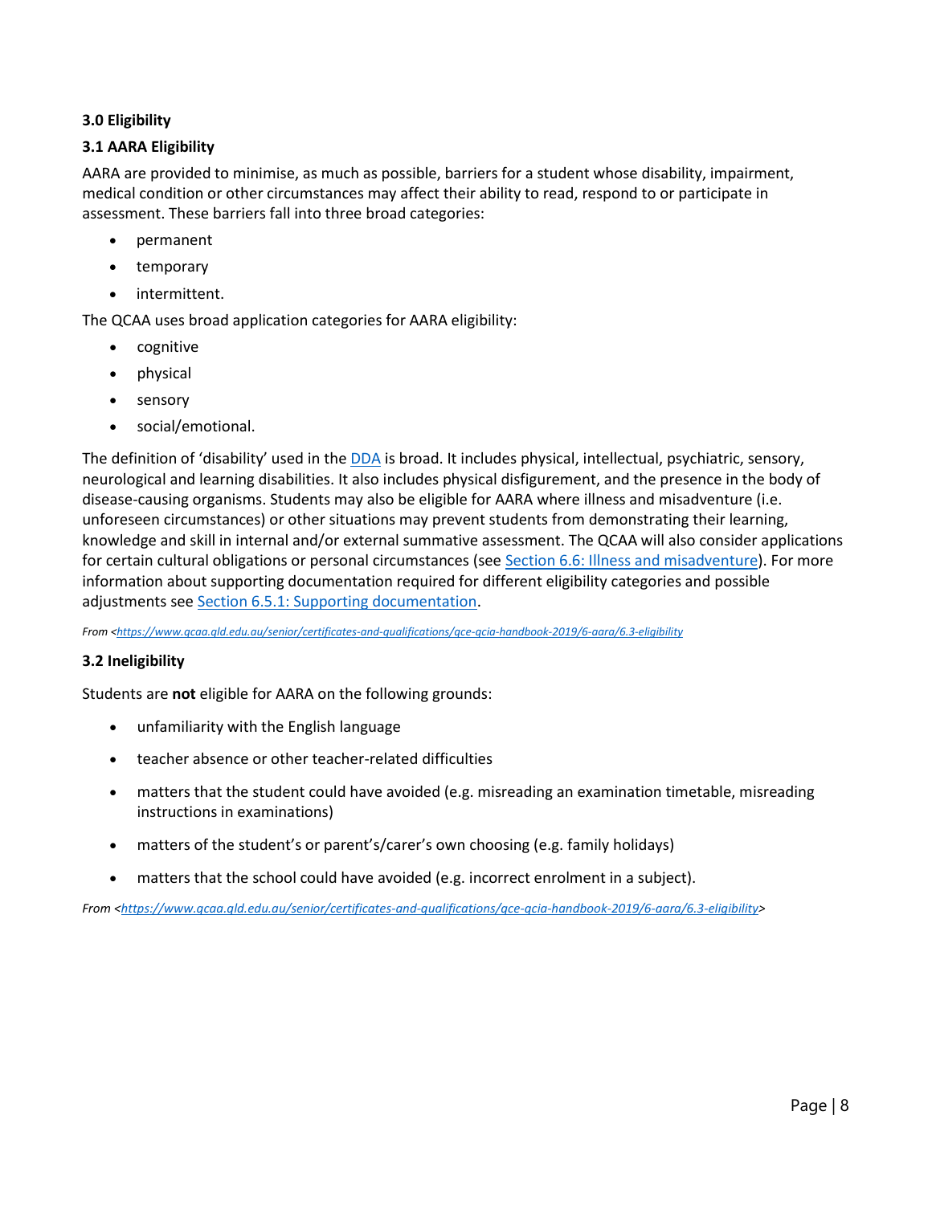### 3.0 Eligibility

### 3.1 AARA Eligibility

AARA are provided to minimise, as much as possible, barriers for a student whose disability, impairment, medical condition or other circumstances may affect their ability to read, respond to or participate in assessment. These barriers fall into three broad categories:

- permanent
- temporary
- intermittent.

The QCAA uses broad application categories for AARA eligibility:

- cognitive
- physical
- sensory
- social/emotional.

The definition of 'disability' used in the [DDA](DDA) is broad. It includes physical, intellectual, psychiatric, sensory, neurological and learning disabilities. It also includes physical disfigurement, and the presence in the body of disease-causing organisms. Students may also be eligible for AARA where illness and misadventure (i.e. unforeseen circumstances) or other situations may prevent students from demonstrating their learning, knowledge and skill in internal and/or external summative assessment. The QCAA will also consider applications for certain cultural obligations or personal circumstances (see [Section 6.6: Illness and misadventure](Section 6.6: Illness and misadventure)). For more information about supporting documentation required for different eligibility categories and possible adjustments see [Section 6.5.1: Supporting documentation](Section 6.5.1: Supporting documentation).

*From <https://www.qcaa.qld.edu.au/senior/certificates-and-qualifications/qce-qcia-handbook-2019/6-aara/6.3-eligibility*

### 3.2 Ineligibility

Students are **not** eligible for AARA on the following grounds:

- unfamiliarity with the English language
- teacher absence or other teacher-related difficulties
- matters that the student could have avoided (e.g. misreading an examination timetable, misreading instructions in examinations)
- matters of the student's or parent's/carer's own choosing (e.g. family holidays)
- matters that the school could have avoided (e.g. incorrect enrolment in a subject).

*From <https://www.qcaa.qld.edu.au/senior/certificates-and-qualifications/qce-qcia-handbook-2019/6-aara/6.3-eligibility>*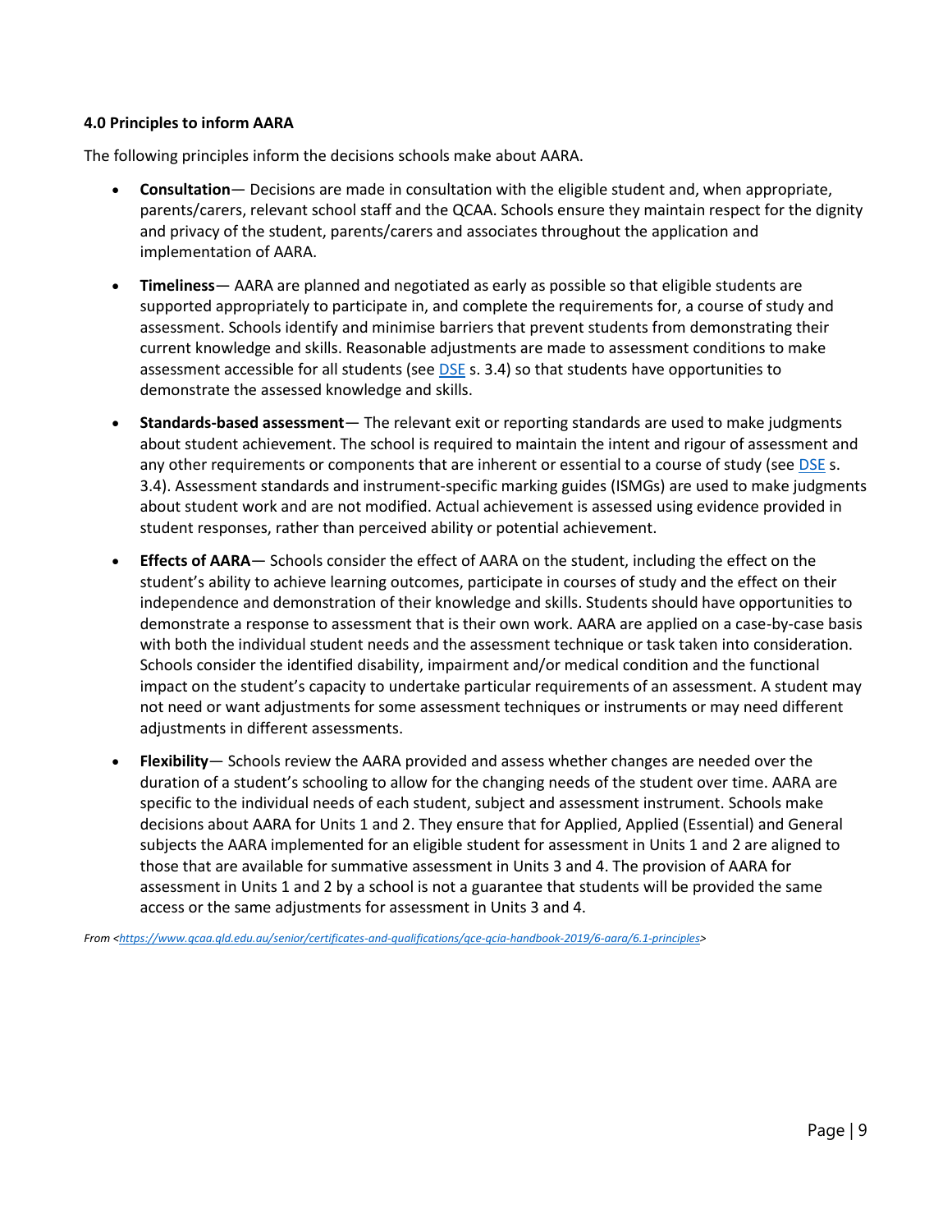**4.0 Principles to inform AARA**

The following principles inform the decisions schools make about AARA.

- **Consultation**— Decisions are made in consultation with the eligible student and, when appropriate, parents/carers, relevant school staff and the QCAA. Schools ensure they maintain respect for the dignity and privacy of the student, parents/carers and associates throughout the application and implementation of AARA.
- **Timeliness**— AARA are planned and negotiated as early as possible so that eligible students are supported appropriately to participate in, and complete the requirements for, a course of study and assessment. Schools identify and minimise barriers that prevent students from demonstrating their current knowledge and skills. Reasonable adjustments are made to assessment conditions to make assessment accessible for all students (see DSE s. 3.4) so that students have opportunities to demonstrate the assessed knowledge and skills.
- **Standards-based assessment**— The relevant exit or reporting standards are used to make judgments about student achievement. The school is required to maintain the intent and rigour of assessment and any other requirements or components that are inherent or essential to a course of study (see DSE s. 3.4). Assessment standards and instrument-specific marking guides (ISMGs) are used to make judgments about student work and are not modified. Actual achievement is assessed using evidence provided in student responses, rather than perceived ability or potential achievement.
- **Effects of AARA**— Schools consider the effect of AARA on the student, including the effect on the student's ability to achieve learning outcomes, participate in courses of study and the effect on their independence and demonstration of their knowledge and skills. Students should have opportunities to demonstrate a response to assessment that is their own work. AARA are applied on a case-by-case basis with both the individual student needs and the assessment technique or task taken into consideration. Schools consider the identified disability, impairment and/or medical condition and the functional impact on the student's capacity to undertake particular requirements of an assessment. A student may not need or want adjustments for some assessment techniques or instruments or may need different adjustments in different assessments.
- **Flexibility**— Schools review the AARA provided and assess whether changes are needed over the duration of a student's schooling to allow for the changing needs of the student over time. AARA are specific to the individual needs of each student, subject and assessment instrument. Schools make decisions about AARA for Units 1 and 2. They ensure that for Applied, Applied (Essential) and General subjects the AARA implemented for an eligible student for assessment in Units 1 and 2 are aligned to those that are available for summative assessment in Units 3 and 4. The provision of AARA for assessment in Units 1 and 2 by a school is not a guarantee that students will be provided the same access or the same adjustments for assessment in Units 3 and 4.

*From <https://www.qcaa.qld.edu.au/senior/certificates-and-qualifications/qce-qcia-handbook-2019/6-aara/6.1-principles>*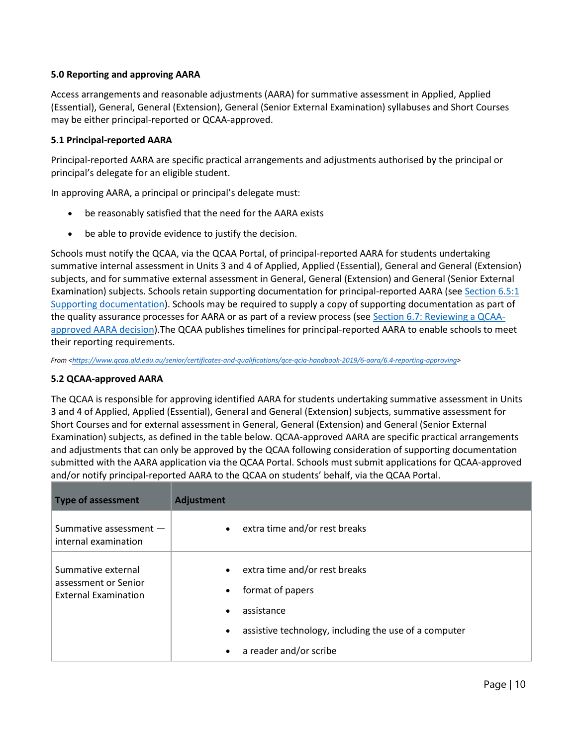**5.0 Reporting and approving AARA**

Access arrangements and reasonable adjustments (AARA) for summative assessment in Applied, Applied (Essential), General, General (Extension), General (Senior External Examination) syllabuses and Short Courses may be either principal-reported or QCAA-approved.

**5.1 Principal-reported AARA**

Principal-reported AARA are specific practical arrangements and adjustments authorised by the principal or principal's delegate for an eligible student.

In approving AARA, a principal or principal's delegate must:

- be reasonably satisfied that the need for the AARA exists
- be able to provide evidence to justify the decision.

Schools must notify the QCAA, via the QCAA Portal, of principal-reported AARA for students undertaking summative internal assessment in Units 3 and 4 of Applied, Applied (Essential), General and General (Extension) subjects, and for summative external assessment in General, General (Extension) and General (Senior External Examination) subjects. Schools retain supporting documentation for principal-reported AARA (see [Section 6.5:1 Supporting documentation]). Schools may be required to supply a copy of supporting documentation as part of the quality assurance processes for AARA or as part of a review process (see [Section 6.7: Reviewing a QCAA-approved AARA decision]).The QCAA publishes timelines for principal-reported AARA to enable schools to meet their reporting requirements.

*From <https://www.qcaa.qld.edu.au/senior/certificates-and-qualifications/qce-qcia-handbook-2019/6-aara/6.4-reporting-approving>*

**5.2 QCAA-approved AARA**

The QCAA is responsible for approving identified AARA for students undertaking summative assessment in Units 3 and 4 of Applied, Applied (Essential), General and General (Extension) subjects, summative assessment for Short Courses and for external assessment in General, General (Extension) and General (Senior External Examination) subjects, as defined in the table below. QCAA-approved AARA are specific practical arrangements and adjustments that can only be approved by the QCAA following consideration of supporting documentation submitted with the AARA application via the QCAA Portal. Schools must submit applications for QCAA-approved and/or notify principal-reported AARA to the QCAA on students' behalf, via the QCAA Portal.

| Type of assessment | Adjustment |
| --- | --- |
| Summative assessment — internal examination | • extra time and/or rest breaks |
| Summative external assessment or Senior External Examination | • extra time and/or rest breaks<br>• format of papers<br>• assistance<br>• assistive technology, including the use of a computer<br>• a reader and/or scribe |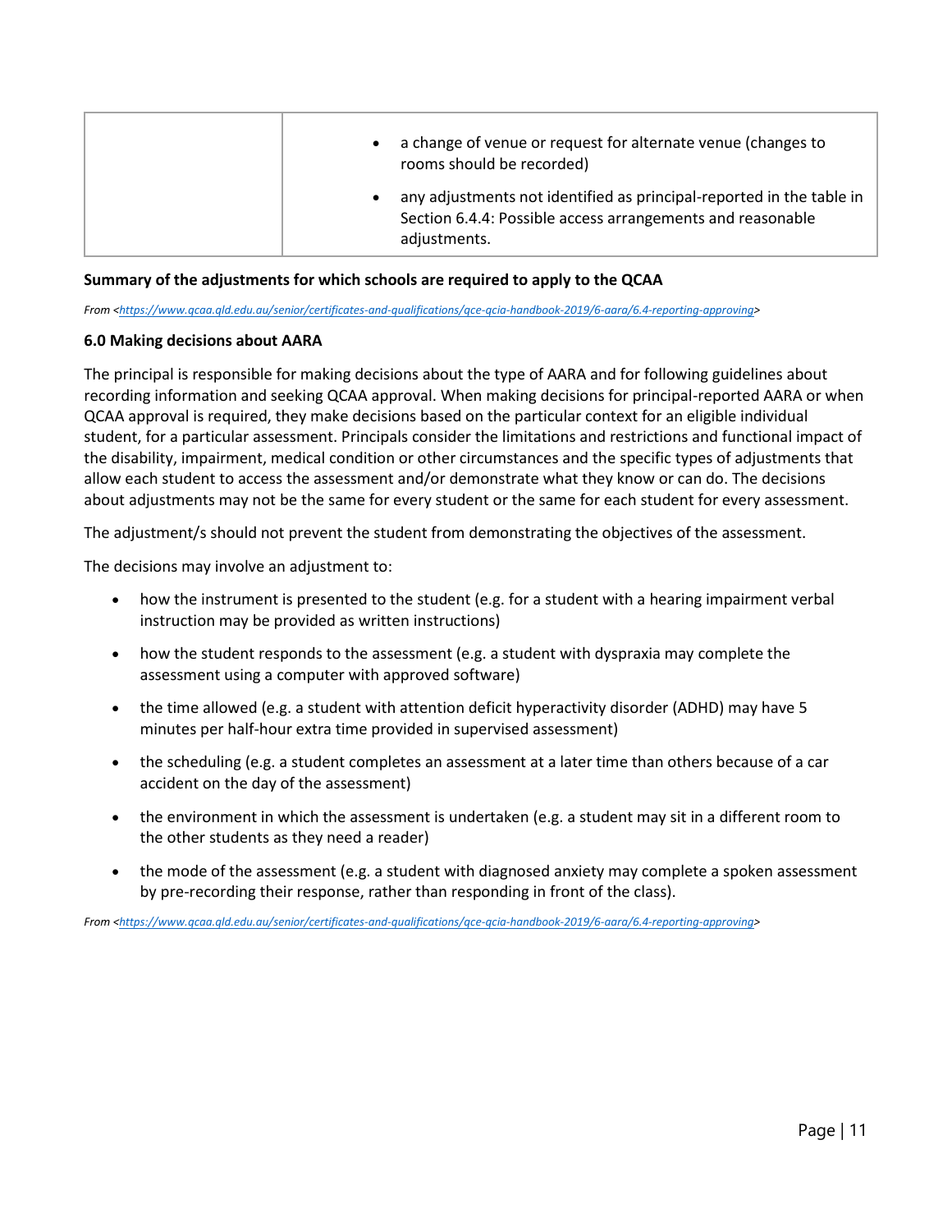| | |
|---|---|
| | • a change of venue or request for alternate venue (changes to rooms should be recorded)<br>• any adjustments not identified as principal-reported in the table in Section 6.4.4: Possible access arrangements and reasonable adjustments. |

**Summary of the adjustments for which schools are required to apply to the QCAA**

*From <https://www.qcaa.qld.edu.au/senior/certificates-and-qualifications/qce-qcia-handbook-2019/6-aara/6.4-reporting-approving>*

**6.0 Making decisions about AARA**

The principal is responsible for making decisions about the type of AARA and for following guidelines about recording information and seeking QCAA approval. When making decisions for principal-reported AARA or when QCAA approval is required, they make decisions based on the particular context for an eligible individual student, for a particular assessment. Principals consider the limitations and restrictions and functional impact of the disability, impairment, medical condition or other circumstances and the specific types of adjustments that allow each student to access the assessment and/or demonstrate what they know or can do. The decisions about adjustments may not be the same for every student or the same for each student for every assessment.

The adjustment/s should not prevent the student from demonstrating the objectives of the assessment.

The decisions may involve an adjustment to:

- how the instrument is presented to the student (e.g. for a student with a hearing impairment verbal instruction may be provided as written instructions)
- how the student responds to the assessment (e.g. a student with dyspraxia may complete the assessment using a computer with approved software)
- the time allowed (e.g. a student with attention deficit hyperactivity disorder (ADHD) may have 5 minutes per half-hour extra time provided in supervised assessment)
- the scheduling (e.g. a student completes an assessment at a later time than others because of a car accident on the day of the assessment)
- the environment in which the assessment is undertaken (e.g. a student may sit in a different room to the other students as they need a reader)
- the mode of the assessment (e.g. a student with diagnosed anxiety may complete a spoken assessment by pre-recording their response, rather than responding in front of the class).

*From <https://www.qcaa.qld.edu.au/senior/certificates-and-qualifications/qce-qcia-handbook-2019/6-aara/6.4-reporting-approving>*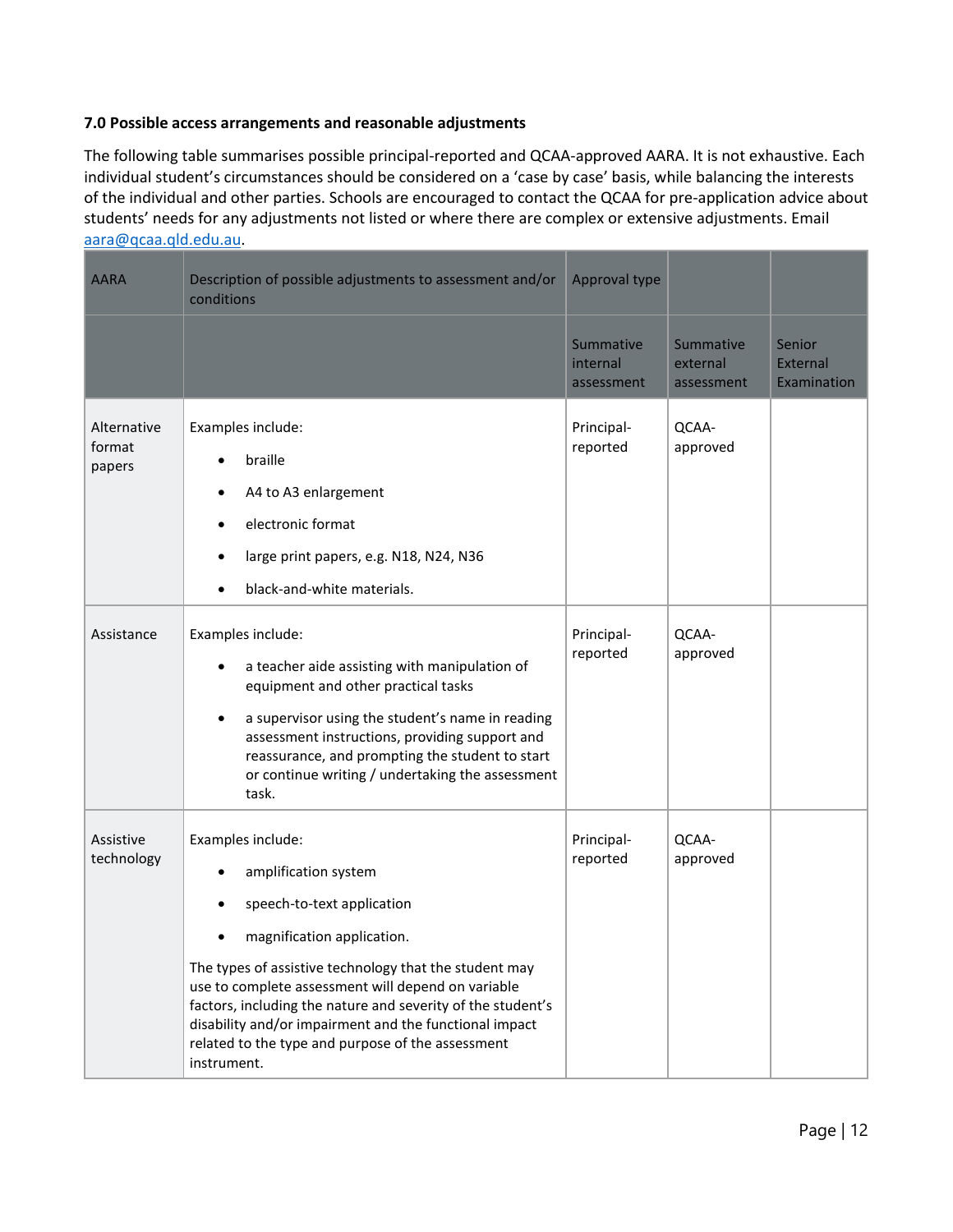**7.0 Possible access arrangements and reasonable adjustments**

The following table summarises possible principal-reported and QCAA-approved AARA. It is not exhaustive. Each individual student's circumstances should be considered on a 'case by case' basis, while balancing the interests of the individual and other parties. Schools are encouraged to contact the QCAA for pre-application advice about students' needs for any adjustments not listed or where there are complex or extensive adjustments. Email aara@qcaa.qld.edu.au.

| AARA | Description of possible adjustments to assessment and/or conditions | Approval type | | |
|---|---|---|---|---|
| | | Summative internal assessment | Summative external assessment | Senior External Examination |
| Alternative format papers | Examples include:<br>• braille<br>• A4 to A3 enlargement<br>• electronic format<br>• large print papers, e.g. N18, N24, N36<br>• black-and-white materials. | Principal-reported | QCAA-approved | |
| Assistance | Examples include:<br>• a teacher aide assisting with manipulation of equipment and other practical tasks<br>• a supervisor using the student's name in reading assessment instructions, providing support and reassurance, and prompting the student to start or continue writing / undertaking the assessment task. | Principal-reported | QCAA-approved | |
| Assistive technology | Examples include:<br>• amplification system<br>• speech-to-text application<br>• magnification application.<br>The types of assistive technology that the student may use to complete assessment will depend on variable factors, including the nature and severity of the student's disability and/or impairment and the functional impact related to the type and purpose of the assessment instrument. | Principal-reported | QCAA-approved | |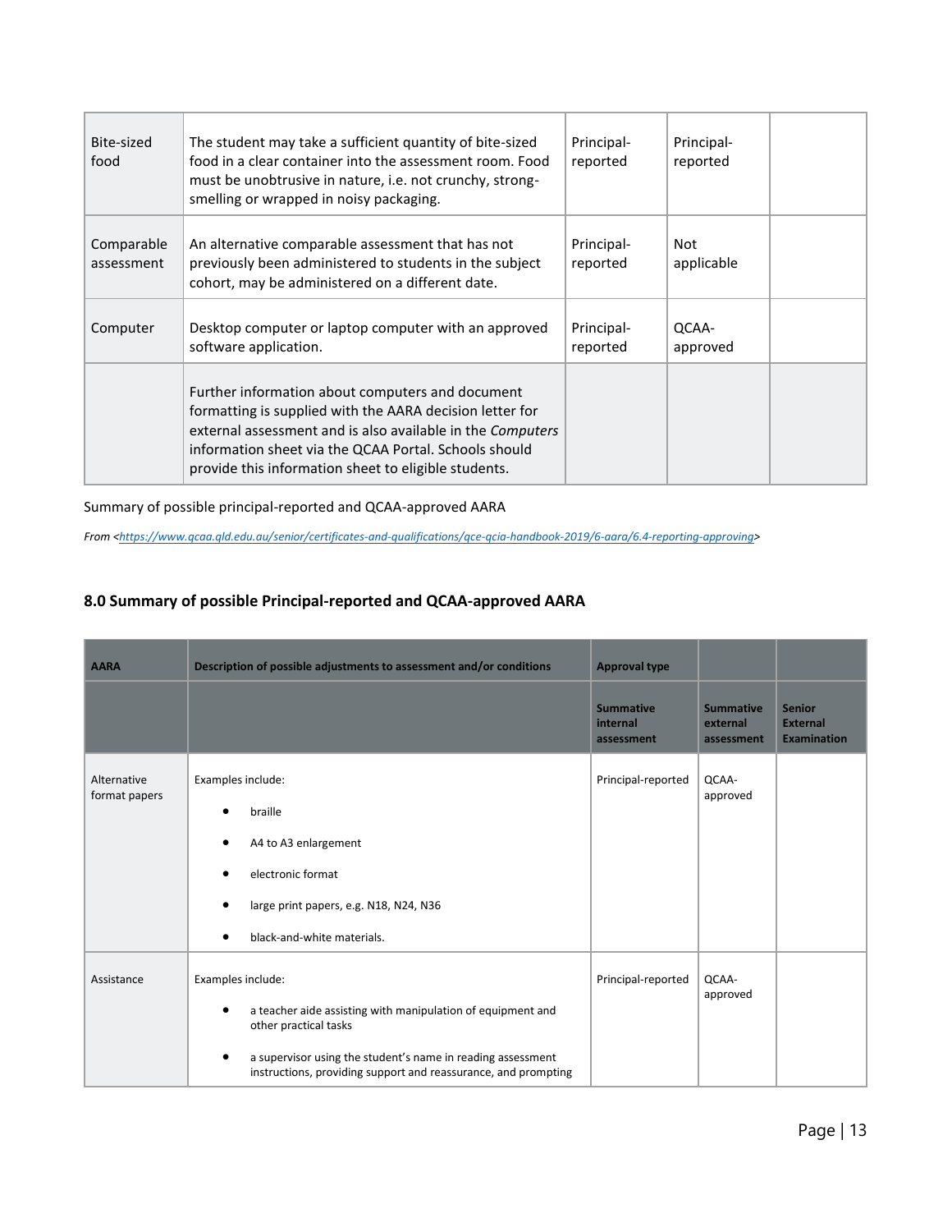| | | | | |
|---|---|---|---|---|
| Bite-sized food | The student may take a sufficient quantity of bite-sized food in a clear container into the assessment room. Food must be unobtrusive in nature, i.e. not crunchy, strong-smelling or wrapped in noisy packaging. | Principal-reported | Principal-reported | |
| Comparable assessment | An alternative comparable assessment that has not previously been administered to students in the subject cohort, may be administered on a different date. | Principal-reported | Not applicable | |
| Computer | Desktop computer or laptop computer with an approved software application. | Principal-reported | QCAA-approved | |
| | Further information about computers and document formatting is supplied with the AARA decision letter for external assessment and is also available in the *Computers* information sheet via the QCAA Portal. Schools should provide this information sheet to eligible students. | | | |

Summary of possible principal-reported and QCAA-approved AARA

*From <https://www.qcaa.qld.edu.au/senior/certificates-and-qualifications/qce-qcia-handbook-2019/6-aara/6.4-reporting-approving>*

## 8.0 Summary of possible Principal-reported and QCAA-approved AARA

| AARA | Description of possible adjustments to assessment and/or conditions | Approval type | | |
|---|---|---|---|---|
| | | Summative internal assessment | Summative external assessment | Senior External Examination |
| Alternative format papers | Examples include:<br>• braille<br>• A4 to A3 enlargement<br>• electronic format<br>• large print papers, e.g. N18, N24, N36<br>• black-and-white materials. | Principal-reported | QCAA-approved | |
| Assistance | Examples include:<br>• a teacher aide assisting with manipulation of equipment and other practical tasks<br>• a supervisor using the student's name in reading assessment instructions, providing support and reassurance, and prompting | Principal-reported | QCAA-approved | |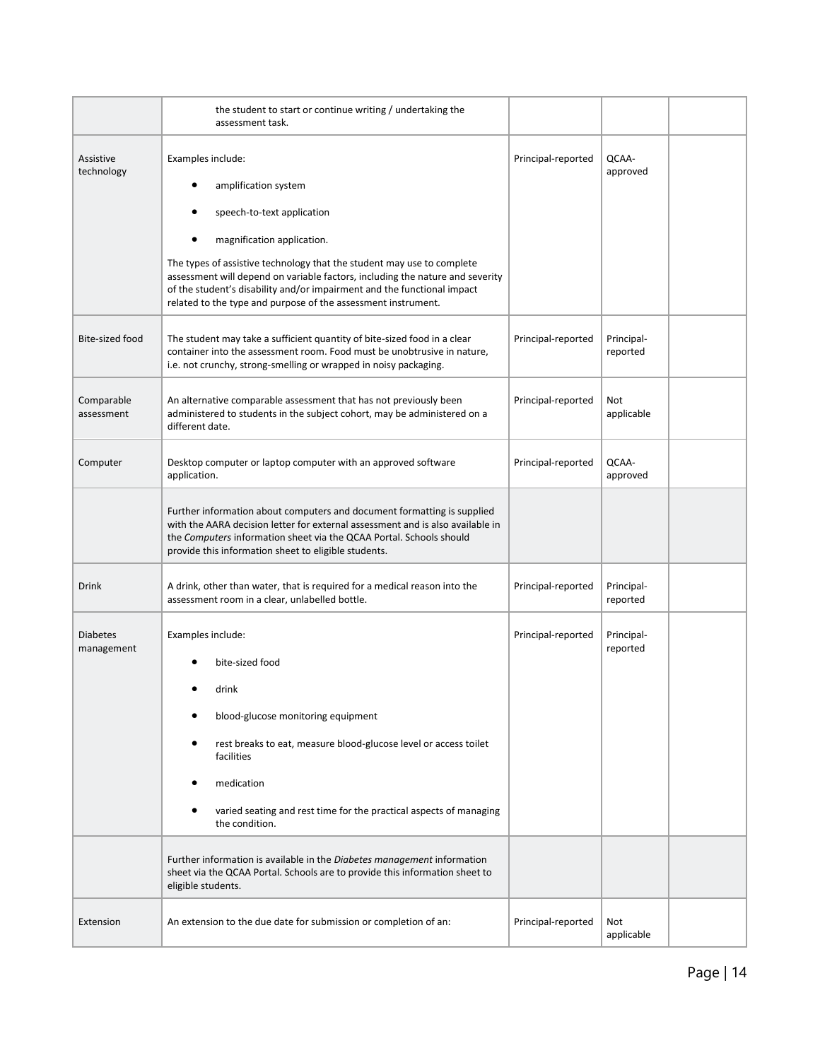| | | | | |
|---|---|---|---|---|
| | the student to start or continue writing / undertaking the assessment task. | | | |
| Assistive technology | Examples include:<br>• amplification system<br>• speech-to-text application<br>• magnification application.<br>The types of assistive technology that the student may use to complete assessment will depend on variable factors, including the nature and severity of the student's disability and/or impairment and the functional impact related to the type and purpose of the assessment instrument. | Principal-reported | QCAA-approved | |
| Bite-sized food | The student may take a sufficient quantity of bite-sized food in a clear container into the assessment room. Food must be unobtrusive in nature, i.e. not crunchy, strong-smelling or wrapped in noisy packaging. | Principal-reported | Principal-reported | |
| Comparable assessment | An alternative comparable assessment that has not previously been administered to students in the subject cohort, may be administered on a different date. | Principal-reported | Not applicable | |
| Computer | Desktop computer or laptop computer with an approved software application. | Principal-reported | QCAA-approved | |
| | Further information about computers and document formatting is supplied with the AARA decision letter for external assessment and is also available in the *Computers* information sheet via the QCAA Portal. Schools should provide this information sheet to eligible students. | | | |
| Drink | A drink, other than water, that is required for a medical reason into the assessment room in a clear, unlabelled bottle. | Principal-reported | Principal-reported | |
| Diabetes management | Examples include:<br>• bite-sized food<br>• drink<br>• blood-glucose monitoring equipment<br>• rest breaks to eat, measure blood-glucose level or access toilet facilities<br>• medication<br>• varied seating and rest time for the practical aspects of managing the condition. | Principal-reported | Principal-reported | |
| | Further information is available in the *Diabetes management* information sheet via the QCAA Portal. Schools are to provide this information sheet to eligible students. | | | |
| Extension | An extension to the due date for submission or completion of an: | Principal-reported | Not applicable | |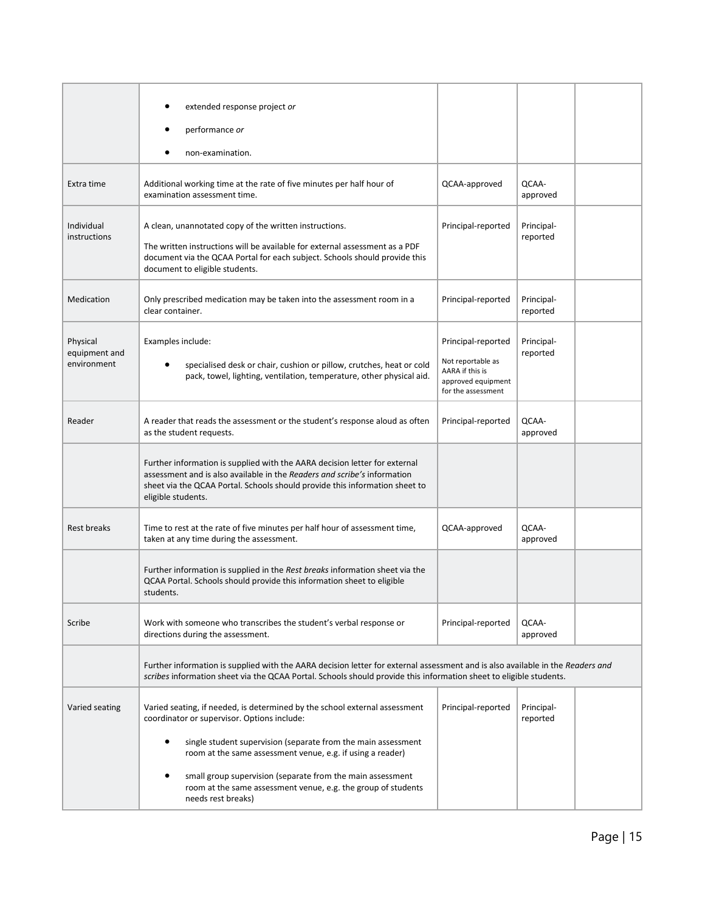| | | | | |
|---|---|---|---|---|
| | • extended response project *or*<br>• performance *or*<br>• non-examination. | | | |
| Extra time | Additional working time at the rate of five minutes per half hour of examination assessment time. | QCAA-approved | QCAA-approved | |
| Individual instructions | A clean, unannotated copy of the written instructions.<br><br>The written instructions will be available for external assessment as a PDF document via the QCAA Portal for each subject. Schools should provide this document to eligible students. | Principal-reported | Principal-reported | |
| Medication | Only prescribed medication may be taken into the assessment room in a clear container. | Principal-reported | Principal-reported | |
| Physical equipment and environment | Examples include:<br>• specialised desk or chair, cushion or pillow, crutches, heat or cold pack, towel, lighting, ventilation, temperature, other physical aid. | Principal-reported<br><br>Not reportable as AARA if this is approved equipment for the assessment | Principal-reported | |
| Reader | A reader that reads the assessment or the student's response aloud as often as the student requests. | Principal-reported | QCAA-approved | |
| | Further information is supplied with the AARA decision letter for external assessment and is also available in the *Readers and scribe's* information sheet via the QCAA Portal. Schools should provide this information sheet to eligible students. | | | |
| Rest breaks | Time to rest at the rate of five minutes per half hour of assessment time, taken at any time during the assessment. | QCAA-approved | QCAA-approved | |
| | Further information is supplied in the *Rest breaks* information sheet via the QCAA Portal. Schools should provide this information sheet to eligible students. | | | |
| Scribe | Work with someone who transcribes the student's verbal response or directions during the assessment. | Principal-reported | QCAA-approved | |
| | Further information is supplied with the AARA decision letter for external assessment and is also available in the *Readers and scribes* information sheet via the QCAA Portal. Schools should provide this information sheet to eligible students. | | | |
| Varied seating | Varied seating, if needed, is determined by the school external assessment coordinator or supervisor. Options include:<br>• single student supervision (separate from the main assessment room at the same assessment venue, e.g. if using a reader)<br>• small group supervision (separate from the main assessment room at the same assessment venue, e.g. the group of students needs rest breaks) | Principal-reported | Principal-reported | |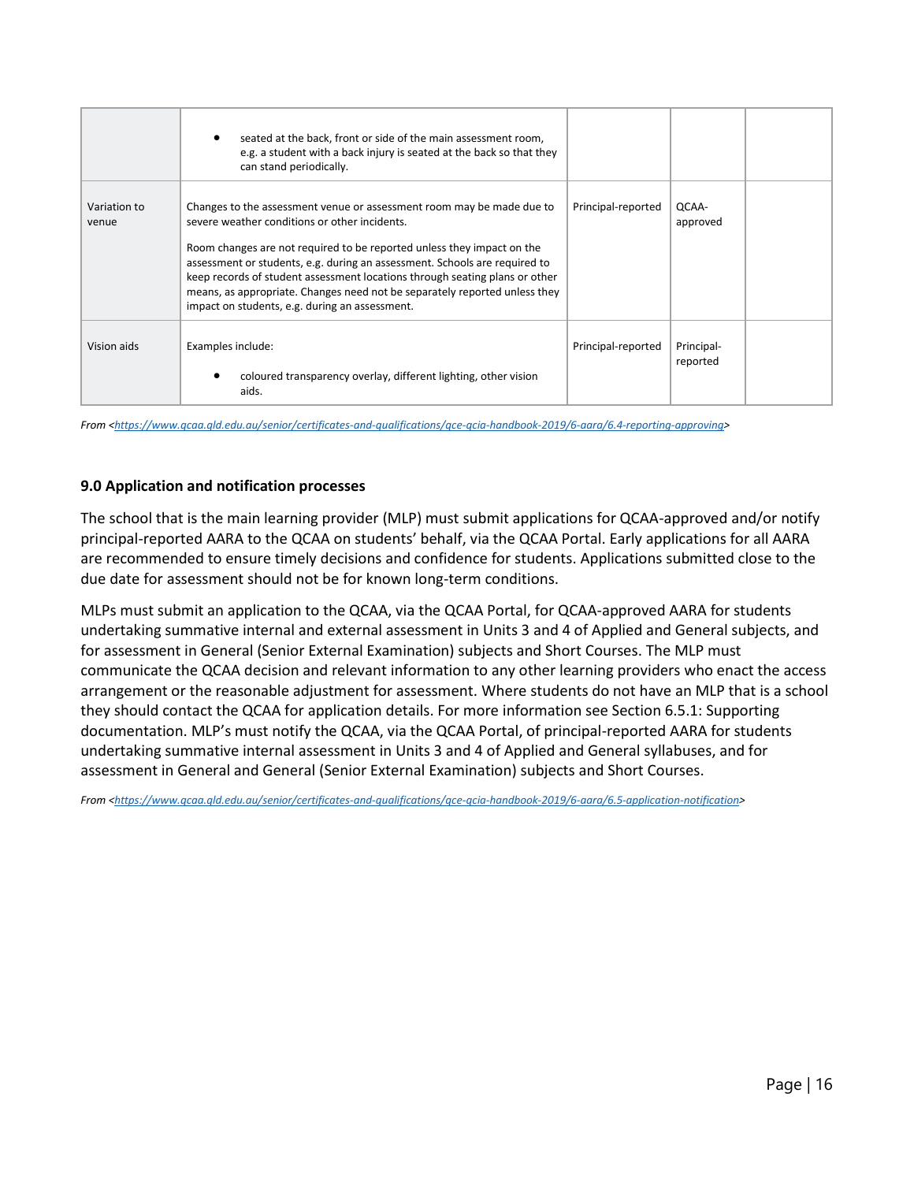| | | | | |
|---|---|---|---|---|
| | • seated at the back, front or side of the main assessment room, e.g. a student with a back injury is seated at the back so that they can stand periodically. | | | |
| Variation to venue | Changes to the assessment venue or assessment room may be made due to severe weather conditions or other incidents.<br><br>Room changes are not required to be reported unless they impact on the assessment or students, e.g. during an assessment. Schools are required to keep records of student assessment locations through seating plans or other means, as appropriate. Changes need not be separately reported unless they impact on students, e.g. during an assessment. | Principal-reported | QCAA-approved | |
| Vision aids | Examples include:<br><br>• coloured transparency overlay, different lighting, other vision aids. | Principal-reported | Principal-reported | |

*From <https://www.qcaa.qld.edu.au/senior/certificates-and-qualifications/qce-qcia-handbook-2019/6-aara/6.4-reporting-approving>*

### 9.0 Application and notification processes

The school that is the main learning provider (MLP) must submit applications for QCAA-approved and/or notify principal-reported AARA to the QCAA on students' behalf, via the QCAA Portal. Early applications for all AARA are recommended to ensure timely decisions and confidence for students. Applications submitted close to the due date for assessment should not be for known long-term conditions.

MLPs must submit an application to the QCAA, via the QCAA Portal, for QCAA-approved AARA for students undertaking summative internal and external assessment in Units 3 and 4 of Applied and General subjects, and for assessment in General (Senior External Examination) subjects and Short Courses. The MLP must communicate the QCAA decision and relevant information to any other learning providers who enact the access arrangement or the reasonable adjustment for assessment. Where students do not have an MLP that is a school they should contact the QCAA for application details. For more information see Section 6.5.1: Supporting documentation. MLP's must notify the QCAA, via the QCAA Portal, of principal-reported AARA for students undertaking summative internal assessment in Units 3 and 4 of Applied and General syllabuses, and for assessment in General and General (Senior External Examination) subjects and Short Courses.

*From <https://www.qcaa.qld.edu.au/senior/certificates-and-qualifications/qce-qcia-handbook-2019/6-aara/6.5-application-notification>*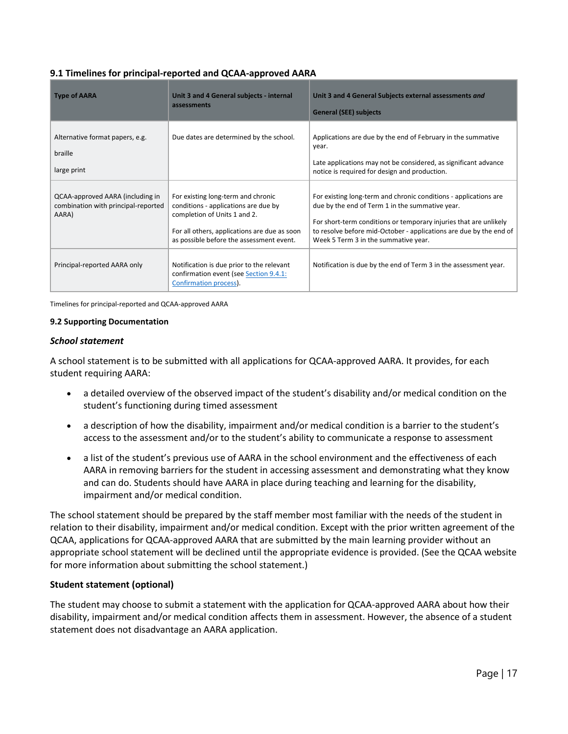### 9.1 Timelines for principal-reported and QCAA-approved AARA

| Type of AARA | Unit 3 and 4 General subjects - internal assessments | Unit 3 and 4 General Subjects external assessments *and* General (SEE) subjects |
|---|---|---|
| Alternative format papers, e.g. braille large print | Due dates are determined by the school. | Applications are due by the end of February in the summative year. Late applications may not be considered, as significant advance notice is required for design and production. |
| QCAA-approved AARA (including in combination with principal-reported AARA) | For existing long-term and chronic conditions - applications are due by completion of Units 1 and 2. For all others, applications are due as soon as possible before the assessment event. | For existing long-term and chronic conditions - applications are due by the end of Term 1 in the summative year. For short-term conditions or temporary injuries that are unlikely to resolve before mid-October - applications are due by the end of Week 5 Term 3 in the summative year. |
| Principal-reported AARA only | Notification is due prior to the relevant confirmation event (see Section 9.4.1: Confirmation process). | Notification is due by the end of Term 3 in the assessment year. |

Timelines for principal-reported and QCAA-approved AARA

### 9.2 Supporting Documentation

#### *School statement*

A school statement is to be submitted with all applications for QCAA-approved AARA. It provides, for each student requiring AARA:

- a detailed overview of the observed impact of the student's disability and/or medical condition on the student's functioning during timed assessment
- a description of how the disability, impairment and/or medical condition is a barrier to the student's access to the assessment and/or to the student's ability to communicate a response to assessment
- a list of the student's previous use of AARA in the school environment and the effectiveness of each AARA in removing barriers for the student in accessing assessment and demonstrating what they know and can do. Students should have AARA in place during teaching and learning for the disability, impairment and/or medical condition.

The school statement should be prepared by the staff member most familiar with the needs of the student in relation to their disability, impairment and/or medical condition. Except with the prior written agreement of the QCAA, applications for QCAA-approved AARA that are submitted by the main learning provider without an appropriate school statement will be declined until the appropriate evidence is provided. (See the QCAA website for more information about submitting the school statement.)

#### **Student statement (optional)**

The student may choose to submit a statement with the application for QCAA-approved AARA about how their disability, impairment and/or medical condition affects them in assessment. However, the absence of a student statement does not disadvantage an AARA application.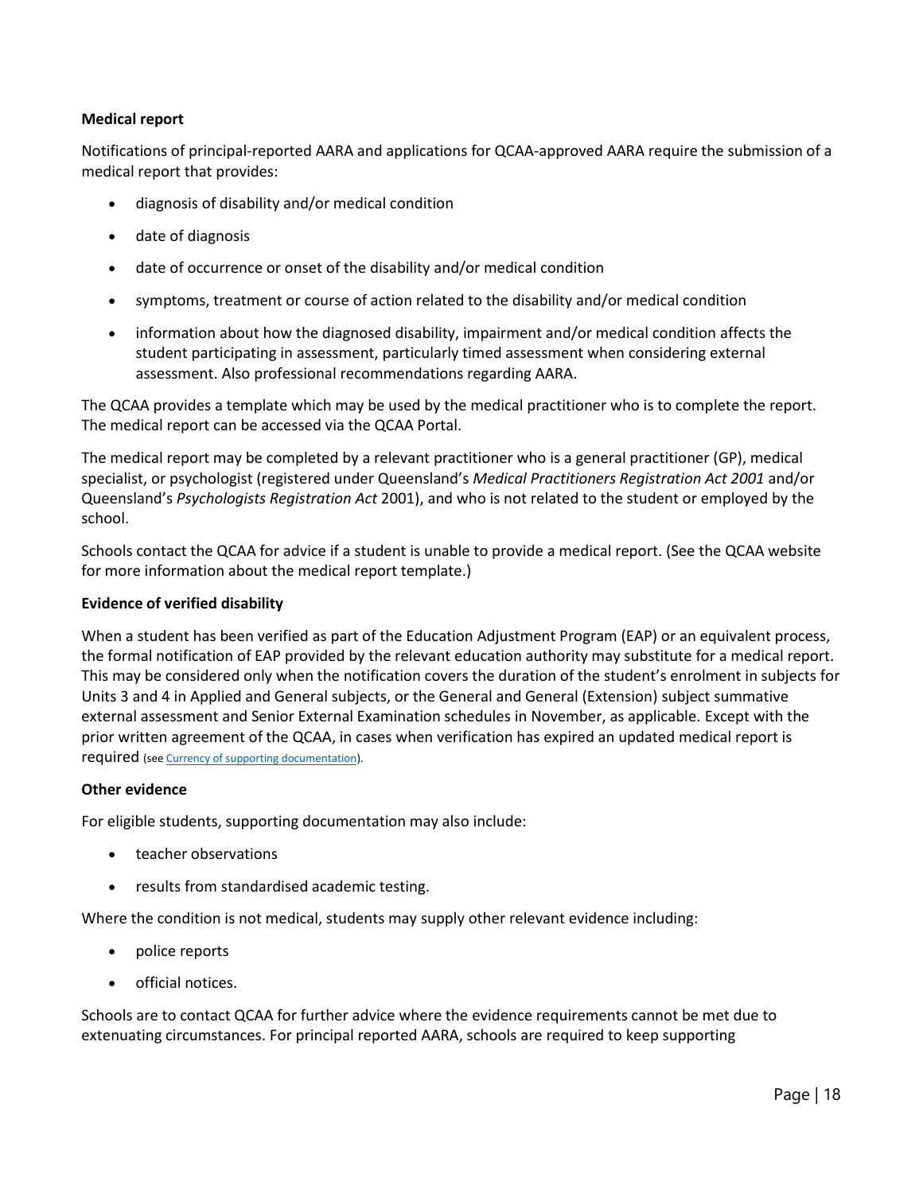**Medical report**

Notifications of principal-reported AARA and applications for QCAA-approved AARA require the submission of a medical report that provides:

- diagnosis of disability and/or medical condition
- date of diagnosis
- date of occurrence or onset of the disability and/or medical condition
- symptoms, treatment or course of action related to the disability and/or medical condition
- information about how the diagnosed disability, impairment and/or medical condition affects the student participating in assessment, particularly timed assessment when considering external assessment. Also professional recommendations regarding AARA.

The QCAA provides a template which may be used by the medical practitioner who is to complete the report. The medical report can be accessed via the QCAA Portal.

The medical report may be completed by a relevant practitioner who is a general practitioner (GP), medical specialist, or psychologist (registered under Queensland's *Medical Practitioners Registration Act 2001* and/or Queensland's *Psychologists Registration Act* 2001), and who is not related to the student or employed by the school.

Schools contact the QCAA for advice if a student is unable to provide a medical report. (See the QCAA website for more information about the medical report template.)

**Evidence of verified disability**

When a student has been verified as part of the Education Adjustment Program (EAP) or an equivalent process, the formal notification of EAP provided by the relevant education authority may substitute for a medical report. This may be considered only when the notification covers the duration of the student's enrolment in subjects for Units 3 and 4 in Applied and General subjects, or the General and General (Extension) subject summative external assessment and Senior External Examination schedules in November, as applicable. Except with the prior written agreement of the QCAA, in cases when verification has expired an updated medical report is required (see Currency of supporting documentation).

**Other evidence**

For eligible students, supporting documentation may also include:

- teacher observations
- results from standardised academic testing.

Where the condition is not medical, students may supply other relevant evidence including:

- police reports
- official notices.

Schools are to contact QCAA for further advice where the evidence requirements cannot be met due to extenuating circumstances. For principal reported AARA, schools are required to keep supporting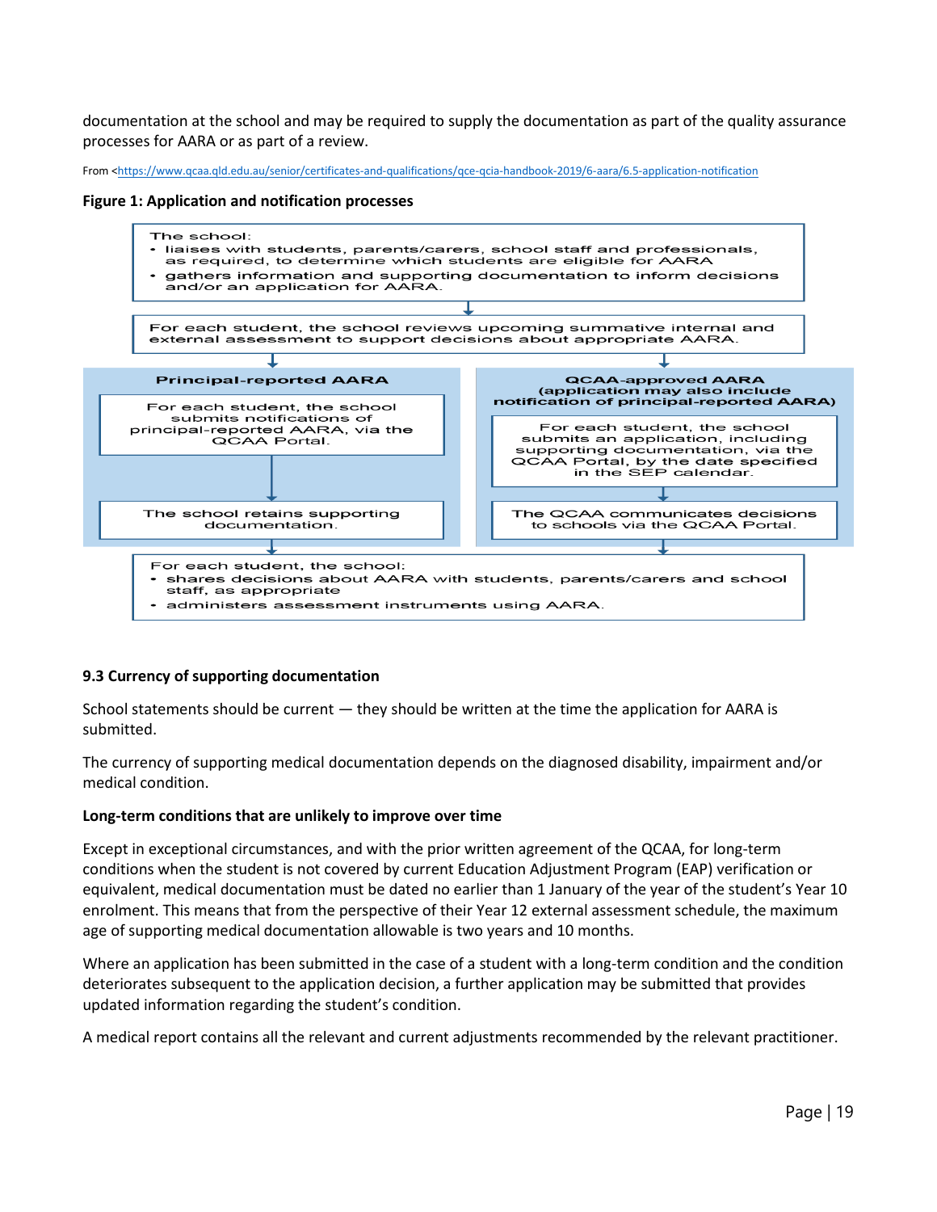documentation at the school and may be required to supply the documentation as part of the quality assurance processes for AARA or as part of a review.

From <https://www.qcaa.qld.edu.au/senior/certificates-and-qualifications/qce-qcia-handbook-2019/6-aara/6.5-application-notification

**Figure 1: Application and notification processes**

The school:
- liaises with students, parents/carers, school staff and professionals, as required, to determine which students are eligible for AARA
- gathers information and supporting documentation to inform decisions and/or an application for AARA.

For each student, the school reviews upcoming summative internal and external assessment to support decisions about appropriate AARA.

**Principal-reported AARA**

For each student, the school submits notifications of principal-reported AARA, via the QCAA Portal.

The school retains supporting documentation.

**QCAA-approved AARA (application may also include notification of principal-reported AARA)**

For each student, the school submits an application, including supporting documentation, via the QCAA Portal, by the date specified in the SEP calendar.

The QCAA communicates decisions to schools via the QCAA Portal.

For each student, the school:
- shares decisions about AARA with students, parents/carers and school staff, as appropriate
- administers assessment instruments using AARA.

### 9.3 Currency of supporting documentation

School statements should be current — they should be written at the time the application for AARA is submitted.

The currency of supporting medical documentation depends on the diagnosed disability, impairment and/or medical condition.

**Long-term conditions that are unlikely to improve over time**

Except in exceptional circumstances, and with the prior written agreement of the QCAA, for long-term conditions when the student is not covered by current Education Adjustment Program (EAP) verification or equivalent, medical documentation must be dated no earlier than 1 January of the year of the student's Year 10 enrolment. This means that from the perspective of their Year 12 external assessment schedule, the maximum age of supporting medical documentation allowable is two years and 10 months.

Where an application has been submitted in the case of a student with a long-term condition and the condition deteriorates subsequent to the application decision, a further application may be submitted that provides updated information regarding the student's condition.

A medical report contains all the relevant and current adjustments recommended by the relevant practitioner.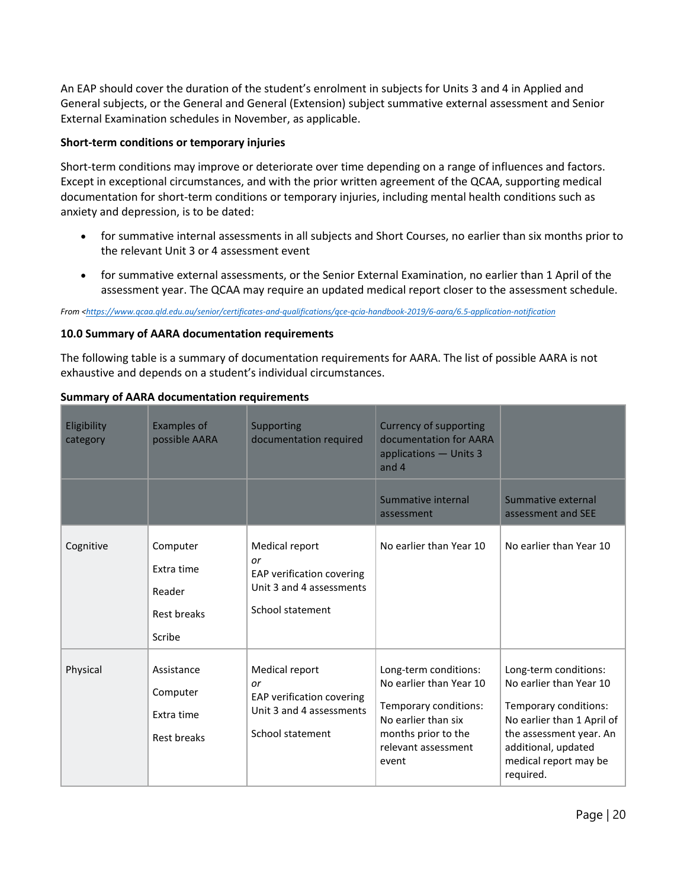An EAP should cover the duration of the student's enrolment in subjects for Units 3 and 4 in Applied and General subjects, or the General and General (Extension) subject summative external assessment and Senior External Examination schedules in November, as applicable.

**Short-term conditions or temporary injuries**

Short-term conditions may improve or deteriorate over time depending on a range of influences and factors. Except in exceptional circumstances, and with the prior written agreement of the QCAA, supporting medical documentation for short-term conditions or temporary injuries, including mental health conditions such as anxiety and depression, is to be dated:

- for summative internal assessments in all subjects and Short Courses, no earlier than six months prior to the relevant Unit 3 or 4 assessment event
- for summative external assessments, or the Senior External Examination, no earlier than 1 April of the assessment year. The QCAA may require an updated medical report closer to the assessment schedule.

*From <https://www.qcaa.qld.edu.au/senior/certificates-and-qualifications/qce-qcia-handbook-2019/6-aara/6.5-application-notification*

**10.0 Summary of AARA documentation requirements**

The following table is a summary of documentation requirements for AARA. The list of possible AARA is not exhaustive and depends on a student's individual circumstances.

**Summary of AARA documentation requirements**

| Eligibility category | Examples of possible AARA | Supporting documentation required | Currency of supporting documentation for AARA applications — Units 3 and 4 | |
|---|---|---|---|---|
| | | | Summative internal assessment | Summative external assessment and SEE |
| Cognitive | Computer<br>Extra time<br>Reader<br>Rest breaks<br>Scribe | Medical report<br>*or*<br>EAP verification covering Unit 3 and 4 assessments<br>School statement | No earlier than Year 10 | No earlier than Year 10 |
| Physical | Assistance<br>Computer<br>Extra time<br>Rest breaks | Medical report<br>*or*<br>EAP verification covering Unit 3 and 4 assessments<br>School statement | Long-term conditions: No earlier than Year 10<br>Temporary conditions: No earlier than six months prior to the relevant assessment event | Long-term conditions: No earlier than Year 10<br>Temporary conditions: No earlier than 1 April of the assessment year. An additional, updated medical report may be required. |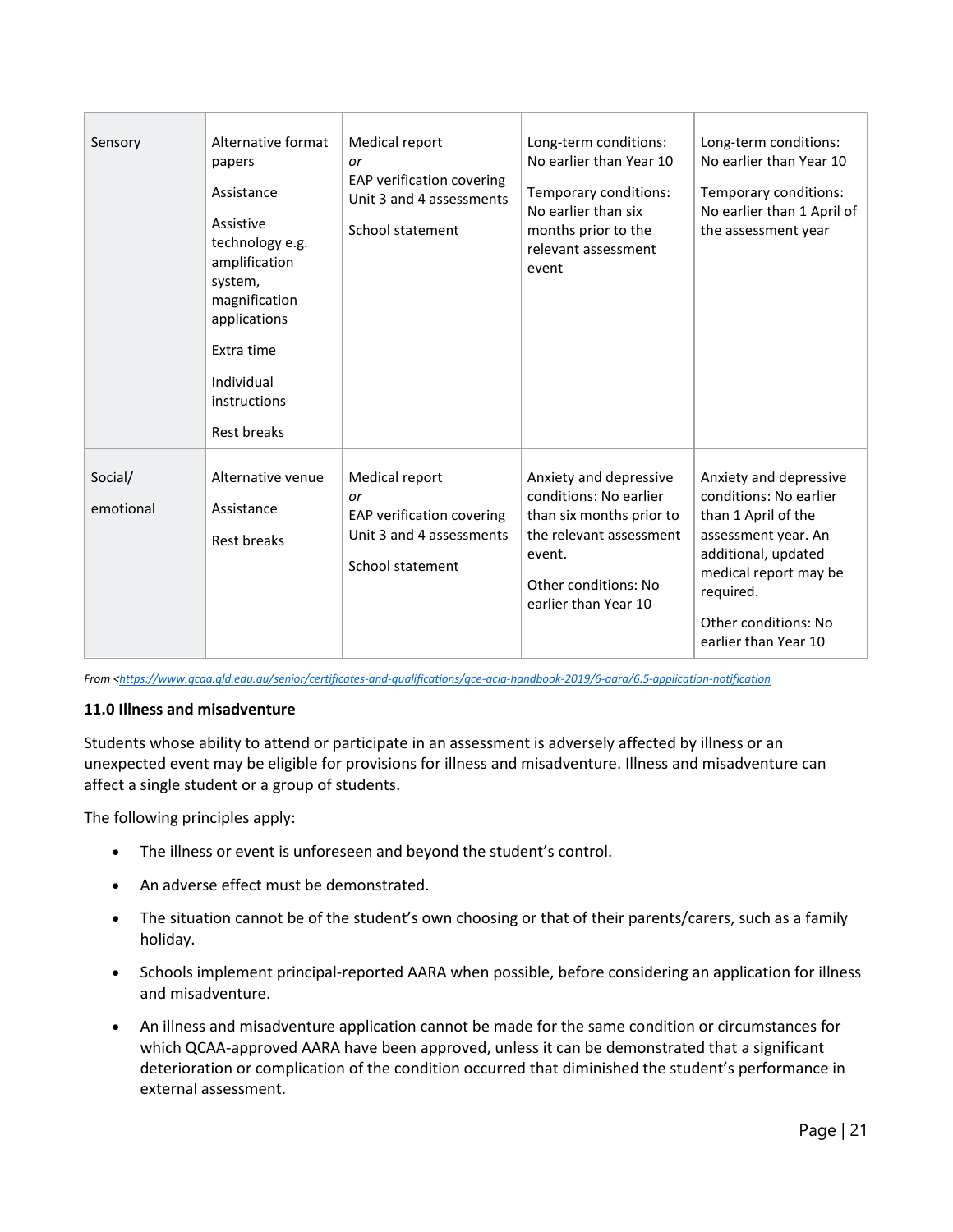| Sensory | Alternative format papers<br><br>Assistance<br><br>Assistive technology e.g. amplification system, magnification applications<br><br>Extra time<br><br>Individual instructions<br><br>Rest breaks | Medical report<br>*or*<br>EAP verification covering Unit 3 and 4 assessments<br><br>School statement | Long-term conditions: No earlier than Year 10<br><br>Temporary conditions: No earlier than six months prior to the relevant assessment event | Long-term conditions: No earlier than Year 10<br><br>Temporary conditions: No earlier than 1 April of the assessment year |
|---|---|---|---|---|
| Social/<br><br>emotional | Alternative venue<br><br>Assistance<br><br>Rest breaks | Medical report<br>*or*<br>EAP verification covering Unit 3 and 4 assessments<br><br>School statement | Anxiety and depressive conditions: No earlier than six months prior to the relevant assessment event.<br><br>Other conditions: No earlier than Year 10 | Anxiety and depressive conditions: No earlier than 1 April of the assessment year. An additional, updated medical report may be required.<br><br>Other conditions: No earlier than Year 10 |

*From <https://www.qcaa.qld.edu.au/senior/certificates-and-qualifications/qce-qcia-handbook-2019/6-aara/6.5-application-notification*

**11.0 Illness and misadventure**

Students whose ability to attend or participate in an assessment is adversely affected by illness or an unexpected event may be eligible for provisions for illness and misadventure. Illness and misadventure can affect a single student or a group of students.

The following principles apply:

- The illness or event is unforeseen and beyond the student's control.
- An adverse effect must be demonstrated.
- The situation cannot be of the student's own choosing or that of their parents/carers, such as a family holiday.
- Schools implement principal-reported AARA when possible, before considering an application for illness and misadventure.
- An illness and misadventure application cannot be made for the same condition or circumstances for which QCAA-approved AARA have been approved, unless it can be demonstrated that a significant deterioration or complication of the condition occurred that diminished the student's performance in external assessment.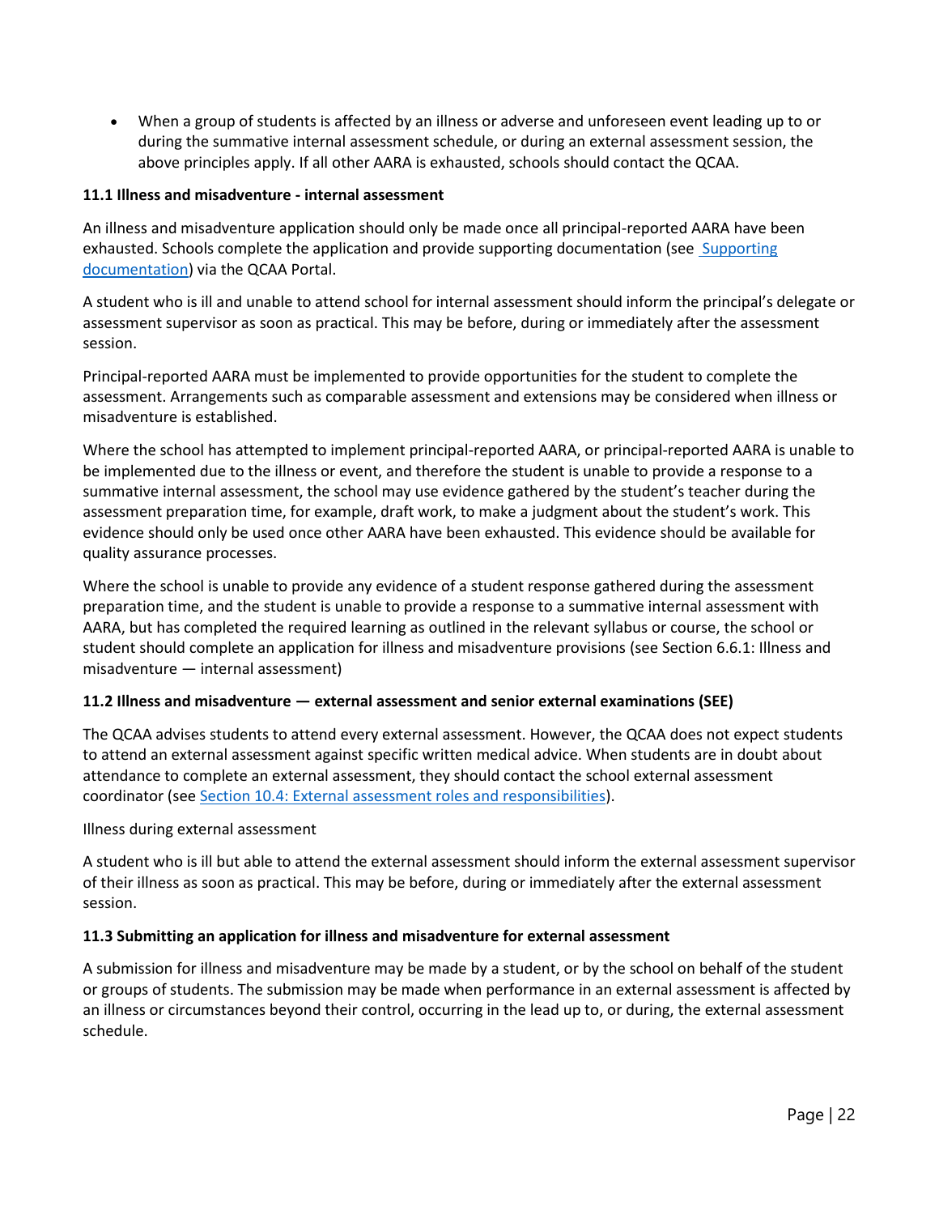- When a group of students is affected by an illness or adverse and unforeseen event leading up to or during the summative internal assessment schedule, or during an external assessment session, the above principles apply. If all other AARA is exhausted, schools should contact the QCAA.

### 11.1 Illness and misadventure - internal assessment

An illness and misadventure application should only be made once all principal-reported AARA have been exhausted. Schools complete the application and provide supporting documentation (see [Supporting documentation]()) via the QCAA Portal.

A student who is ill and unable to attend school for internal assessment should inform the principal's delegate or assessment supervisor as soon as practical. This may be before, during or immediately after the assessment session.

Principal-reported AARA must be implemented to provide opportunities for the student to complete the assessment. Arrangements such as comparable assessment and extensions may be considered when illness or misadventure is established.

Where the school has attempted to implement principal-reported AARA, or principal-reported AARA is unable to be implemented due to the illness or event, and therefore the student is unable to provide a response to a summative internal assessment, the school may use evidence gathered by the student's teacher during the assessment preparation time, for example, draft work, to make a judgment about the student's work. This evidence should only be used once other AARA have been exhausted. This evidence should be available for quality assurance processes.

Where the school is unable to provide any evidence of a student response gathered during the assessment preparation time, and the student is unable to provide a response to a summative internal assessment with AARA, but has completed the required learning as outlined in the relevant syllabus or course, the school or student should complete an application for illness and misadventure provisions (see Section 6.6.1: Illness and misadventure — internal assessment)

### 11.2 Illness and misadventure — external assessment and senior external examinations (SEE)

The QCAA advises students to attend every external assessment. However, the QCAA does not expect students to attend an external assessment against specific written medical advice. When students are in doubt about attendance to complete an external assessment, they should contact the school external assessment coordinator (see [Section 10.4: External assessment roles and responsibilities]()).

Illness during external assessment

A student who is ill but able to attend the external assessment should inform the external assessment supervisor of their illness as soon as practical. This may be before, during or immediately after the external assessment session.

### 11.3 Submitting an application for illness and misadventure for external assessment

A submission for illness and misadventure may be made by a student, or by the school on behalf of the student or groups of students. The submission may be made when performance in an external assessment is affected by an illness or circumstances beyond their control, occurring in the lead up to, or during, the external assessment schedule.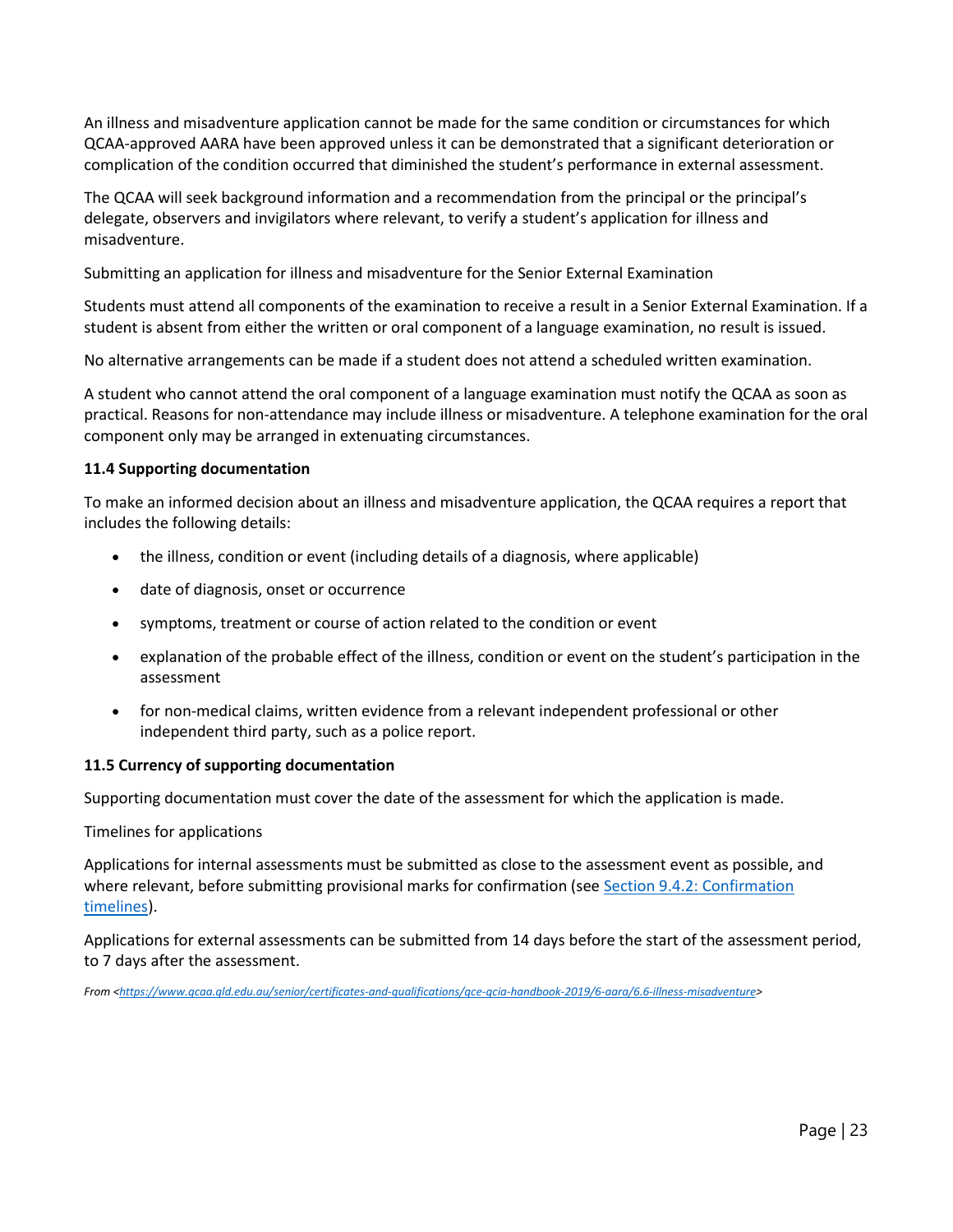An illness and misadventure application cannot be made for the same condition or circumstances for which QCAA-approved AARA have been approved unless it can be demonstrated that a significant deterioration or complication of the condition occurred that diminished the student's performance in external assessment.

The QCAA will seek background information and a recommendation from the principal or the principal's delegate, observers and invigilators where relevant, to verify a student's application for illness and misadventure.

Submitting an application for illness and misadventure for the Senior External Examination

Students must attend all components of the examination to receive a result in a Senior External Examination. If a student is absent from either the written or oral component of a language examination, no result is issued.

No alternative arrangements can be made if a student does not attend a scheduled written examination.

A student who cannot attend the oral component of a language examination must notify the QCAA as soon as practical. Reasons for non-attendance may include illness or misadventure. A telephone examination for the oral component only may be arranged in extenuating circumstances.

**11.4 Supporting documentation**

To make an informed decision about an illness and misadventure application, the QCAA requires a report that includes the following details:

- the illness, condition or event (including details of a diagnosis, where applicable)
- date of diagnosis, onset or occurrence
- symptoms, treatment or course of action related to the condition or event
- explanation of the probable effect of the illness, condition or event on the student's participation in the assessment
- for non-medical claims, written evidence from a relevant independent professional or other independent third party, such as a police report.

**11.5 Currency of supporting documentation**

Supporting documentation must cover the date of the assessment for which the application is made.

Timelines for applications

Applications for internal assessments must be submitted as close to the assessment event as possible, and where relevant, before submitting provisional marks for confirmation (see [Section 9.4.2: Confirmation timelines](#)).

Applications for external assessments can be submitted from 14 days before the start of the assessment period, to 7 days after the assessment.

*From <https://www.qcaa.qld.edu.au/senior/certificates-and-qualifications/qce-qcia-handbook-2019/6-aara/6.6-illness-misadventure>*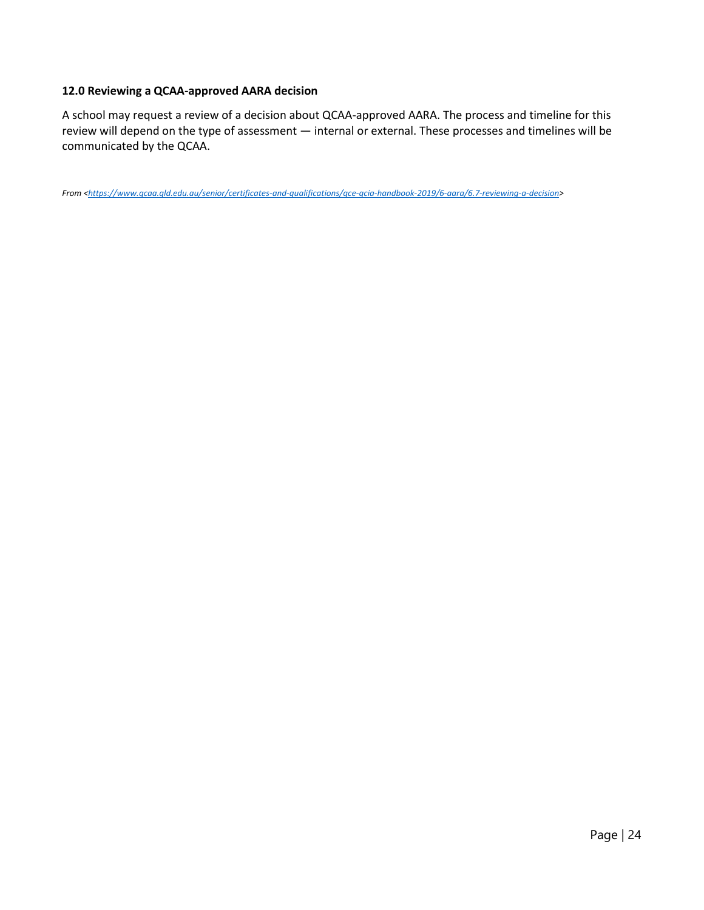### 12.0 Reviewing a QCAA-approved AARA decision

A school may request a review of a decision about QCAA-approved AARA. The process and timeline for this review will depend on the type of assessment — internal or external. These processes and timelines will be communicated by the QCAA.

*From <https://www.qcaa.qld.edu.au/senior/certificates-and-qualifications/qce-qcia-handbook-2019/6-aara/6.7-reviewing-a-decision>*